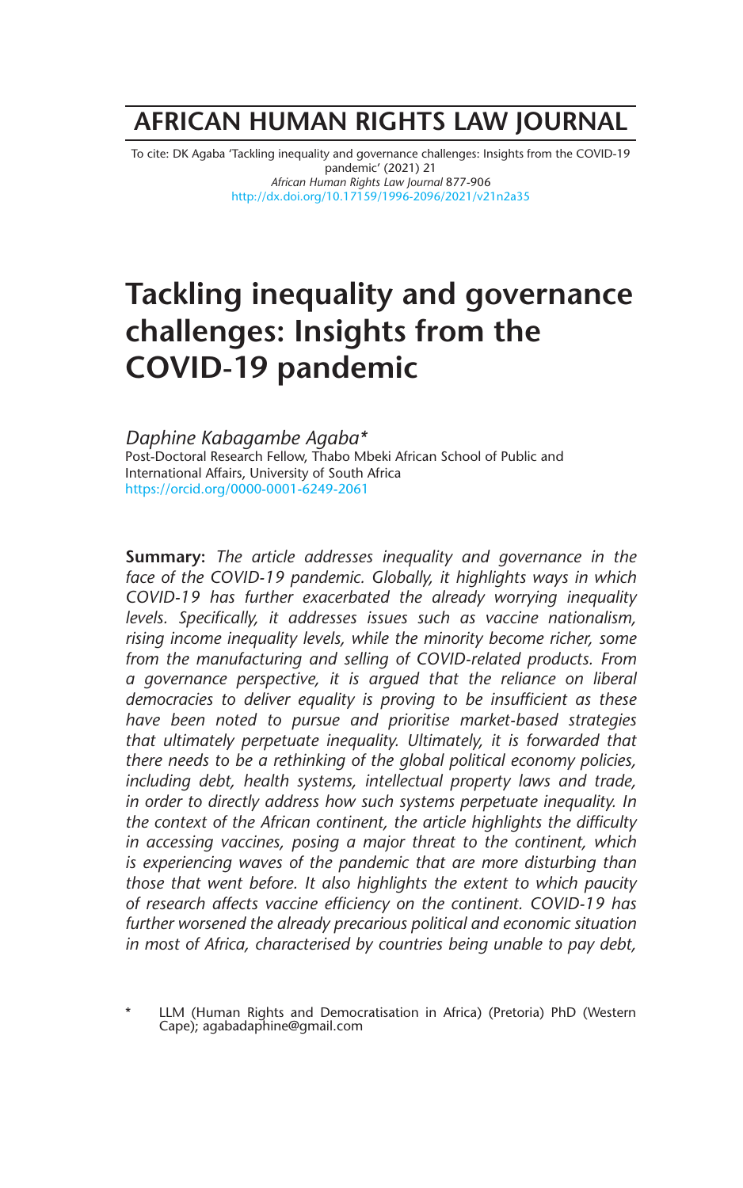# AFRICAN HUMAN RIGHTS LAW JOURNAL

To cite: DK Agaba 'Tackling inequality and governance challenges: Insights from the COVID-19 pandemic' (2021) 21 *African Human Rights Law Journal* 877-906
http://dx.doi.org/10.17159/1996-2096/2021/v21n2a35

# Tackling inequality and governance challenges: Insights from the COVID-19 pandemic

*Daphine Kabagambe Agaba\**
Post-Doctoral Research Fellow, Thabo Mbeki African School of Public and International Affairs, University of South Africa
https://orcid.org/0000-0001-6249-2061

**Summary:** *The article addresses inequality and governance in the face of the COVID-19 pandemic. Globally, it highlights ways in which COVID-19 has further exacerbated the already worrying inequality levels. Specifically, it addresses issues such as vaccine nationalism, rising income inequality levels, while the minority become richer, some from the manufacturing and selling of COVID-related products. From a governance perspective, it is argued that the reliance on liberal democracies to deliver equality is proving to be insufficient as these have been noted to pursue and prioritise market-based strategies that ultimately perpetuate inequality. Ultimately, it is forwarded that there needs to be a rethinking of the global political economy policies, including debt, health systems, intellectual property laws and trade, in order to directly address how such systems perpetuate inequality. In the context of the African continent, the article highlights the difficulty in accessing vaccines, posing a major threat to the continent, which is experiencing waves of the pandemic that are more disturbing than those that went before. It also highlights the extent to which paucity of research affects vaccine efficiency on the continent. COVID-19 has further worsened the already precarious political and economic situation in most of Africa, characterised by countries being unable to pay debt,*

\* LLM (Human Rights and Democratisation in Africa) (Pretoria) PhD (Western Cape); agabadaphine@gmail.com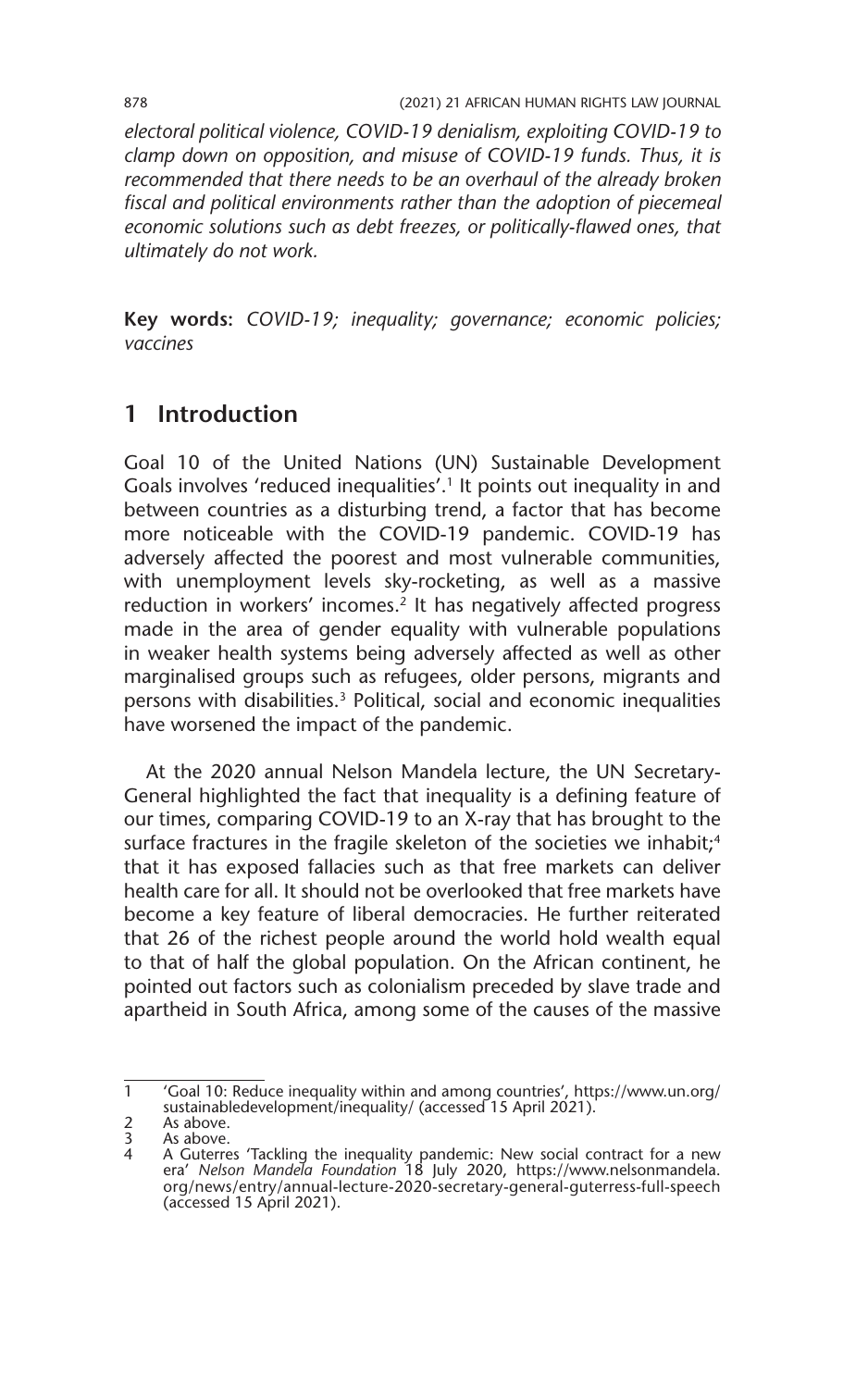*electoral political violence, COVID-19 denialism, exploiting COVID-19 to clamp down on opposition, and misuse of COVID-19 funds. Thus, it is recommended that there needs to be an overhaul of the already broken fiscal and political environments rather than the adoption of piecemeal economic solutions such as debt freezes, or politically-flawed ones, that ultimately do not work.*

**Key words:** *COVID-19; inequality; governance; economic policies; vaccines*

## 1 Introduction

Goal 10 of the United Nations (UN) Sustainable Development Goals involves 'reduced inequalities'.[1] It points out inequality in and between countries as a disturbing trend, a factor that has become more noticeable with the COVID-19 pandemic. COVID-19 has adversely affected the poorest and most vulnerable communities, with unemployment levels sky-rocketing, as well as a massive reduction in workers' incomes.[2] It has negatively affected progress made in the area of gender equality with vulnerable populations in weaker health systems being adversely affected as well as other marginalised groups such as refugees, older persons, migrants and persons with disabilities.[3] Political, social and economic inequalities have worsened the impact of the pandemic.

At the 2020 annual Nelson Mandela lecture, the UN Secretary-General highlighted the fact that inequality is a defining feature of our times, comparing COVID-19 to an X-ray that has brought to the surface fractures in the fragile skeleton of the societies we inhabit;[4] that it has exposed fallacies such as that free markets can deliver health care for all. It should not be overlooked that free markets have become a key feature of liberal democracies. He further reiterated that 26 of the richest people around the world hold wealth equal to that of half the global population. On the African continent, he pointed out factors such as colonialism preceded by slave trade and apartheid in South Africa, among some of the causes of the massive

---

1 'Goal 10: Reduce inequality within and among countries', https://www.un.org/sustainabledevelopment/inequality/ (accessed 15 April 2021).

2 As above.

3 As above.

4 A Guterres 'Tackling the inequality pandemic: New social contract for a new era' *Nelson Mandela Foundation* 18 July 2020, https://www.nelsonmandela.org/news/entry/annual-lecture-2020-secretary-general-guterress-full-speech (accessed 15 April 2021).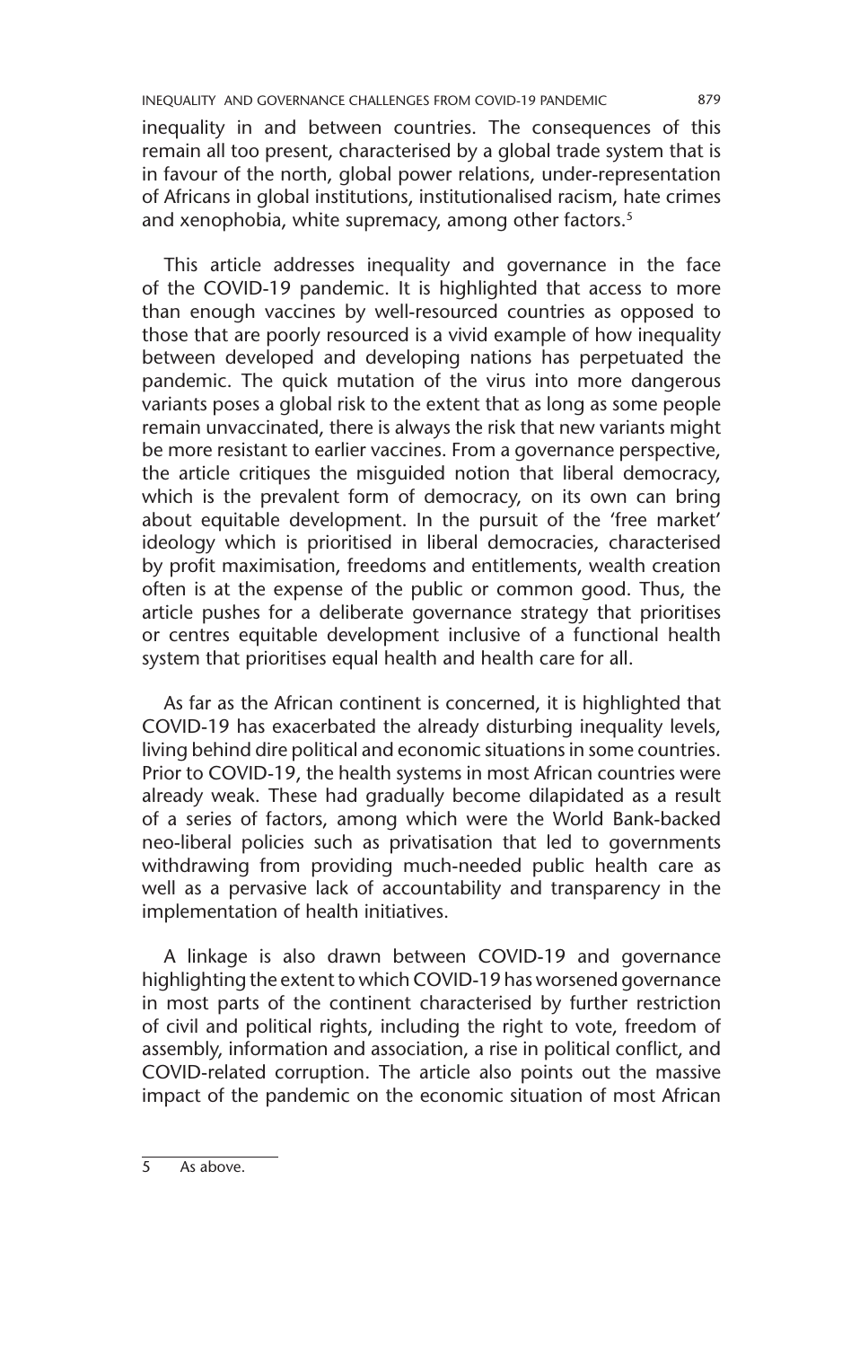inequality in and between countries. The consequences of this remain all too present, characterised by a global trade system that is in favour of the north, global power relations, under-representation of Africans in global institutions, institutionalised racism, hate crimes and xenophobia, white supremacy, among other factors.[5]

This article addresses inequality and governance in the face of the COVID-19 pandemic. It is highlighted that access to more than enough vaccines by well-resourced countries as opposed to those that are poorly resourced is a vivid example of how inequality between developed and developing nations has perpetuated the pandemic. The quick mutation of the virus into more dangerous variants poses a global risk to the extent that as long as some people remain unvaccinated, there is always the risk that new variants might be more resistant to earlier vaccines. From a governance perspective, the article critiques the misguided notion that liberal democracy, which is the prevalent form of democracy, on its own can bring about equitable development. In the pursuit of the 'free market' ideology which is prioritised in liberal democracies, characterised by profit maximisation, freedoms and entitlements, wealth creation often is at the expense of the public or common good. Thus, the article pushes for a deliberate governance strategy that prioritises or centres equitable development inclusive of a functional health system that prioritises equal health and health care for all.

As far as the African continent is concerned, it is highlighted that COVID-19 has exacerbated the already disturbing inequality levels, living behind dire political and economic situations in some countries. Prior to COVID-19, the health systems in most African countries were already weak. These had gradually become dilapidated as a result of a series of factors, among which were the World Bank-backed neo-liberal policies such as privatisation that led to governments withdrawing from providing much-needed public health care as well as a pervasive lack of accountability and transparency in the implementation of health initiatives.

A linkage is also drawn between COVID-19 and governance highlighting the extent to which COVID-19 has worsened governance in most parts of the continent characterised by further restriction of civil and political rights, including the right to vote, freedom of assembly, information and association, a rise in political conflict, and COVID-related corruption. The article also points out the massive impact of the pandemic on the economic situation of most African

5 As above.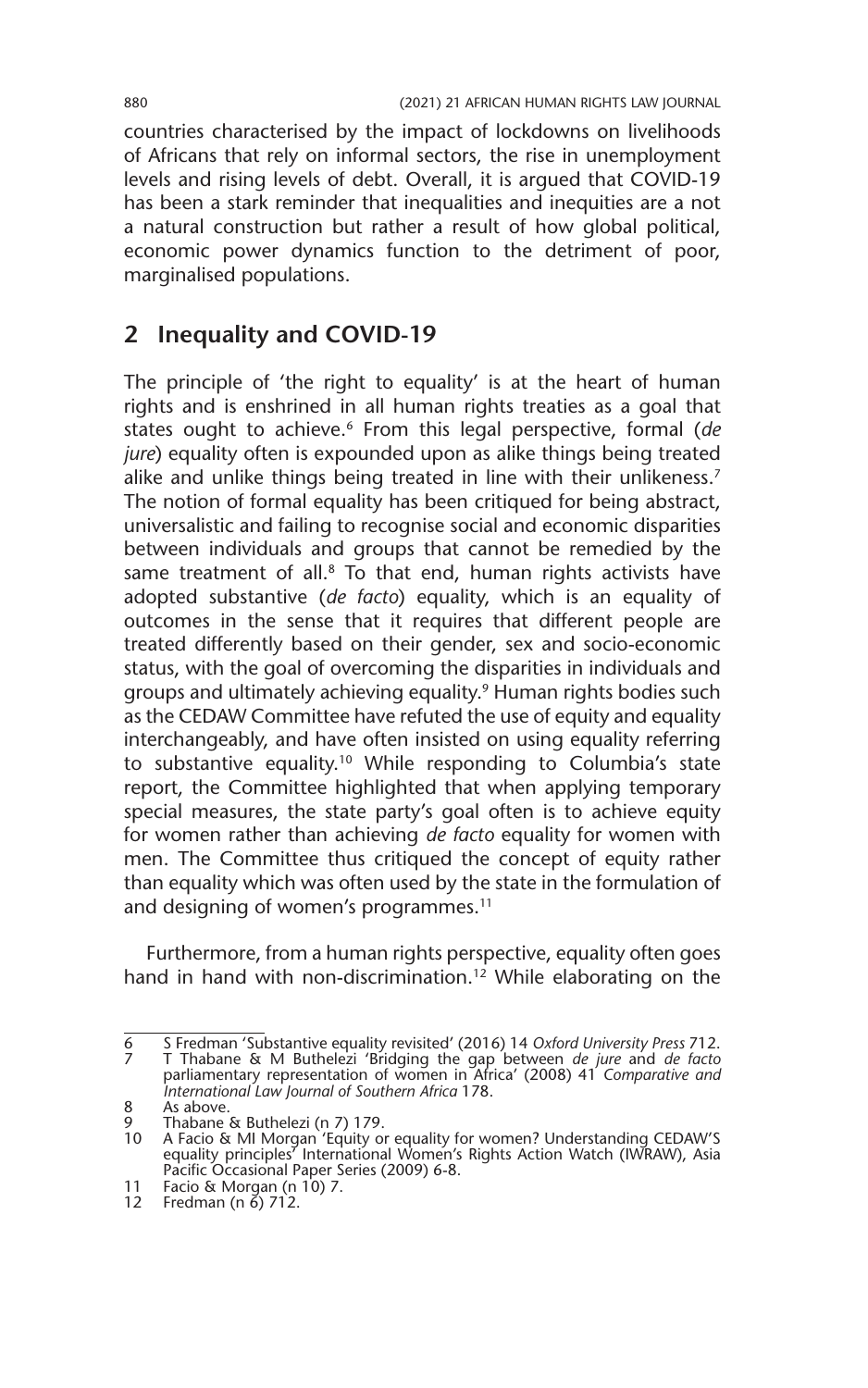countries characterised by the impact of lockdowns on livelihoods of Africans that rely on informal sectors, the rise in unemployment levels and rising levels of debt. Overall, it is argued that COVID-19 has been a stark reminder that inequalities and inequities are a not a natural construction but rather a result of how global political, economic power dynamics function to the detriment of poor, marginalised populations.

## 2 Inequality and COVID-19

The principle of 'the right to equality' is at the heart of human rights and is enshrined in all human rights treaties as a goal that states ought to achieve.[6] From this legal perspective, formal (*de jure*) equality often is expounded upon as alike things being treated alike and unlike things being treated in line with their unlikeness.[7] The notion of formal equality has been critiqued for being abstract, universalistic and failing to recognise social and economic disparities between individuals and groups that cannot be remedied by the same treatment of all.[8] To that end, human rights activists have adopted substantive (*de facto*) equality, which is an equality of outcomes in the sense that it requires that different people are treated differently based on their gender, sex and socio-economic status, with the goal of overcoming the disparities in individuals and groups and ultimately achieving equality.[9] Human rights bodies such as the CEDAW Committee have refuted the use of equity and equality interchangeably, and have often insisted on using equality referring to substantive equality.[10] While responding to Columbia's state report, the Committee highlighted that when applying temporary special measures, the state party's goal often is to achieve equity for women rather than achieving *de facto* equality for women with men. The Committee thus critiqued the concept of equity rather than equality which was often used by the state in the formulation of and designing of women's programmes.[11]

Furthermore, from a human rights perspective, equality often goes hand in hand with non-discrimination.[12] While elaborating on the

---

6 S Fredman 'Substantive equality revisited' (2016) 14 *Oxford University Press* 712.

7 T Thabane & M Buthelezi 'Bridging the gap between *de jure* and *de facto* parliamentary representation of women in Africa' (2008) 41 *Comparative and International Law Journal of Southern Africa* 178.

8 As above.

9 Thabane & Buthelezi (n 7) 179.

10 A Facio & MI Morgan 'Equity or equality for women? Understanding CEDAW'S equality principles' International Women's Rights Action Watch (IWRAW), Asia Pacific Occasional Paper Series (2009) 6-8.

11 Facio & Morgan (n 10) 7.

12 Fredman (n 6) 712.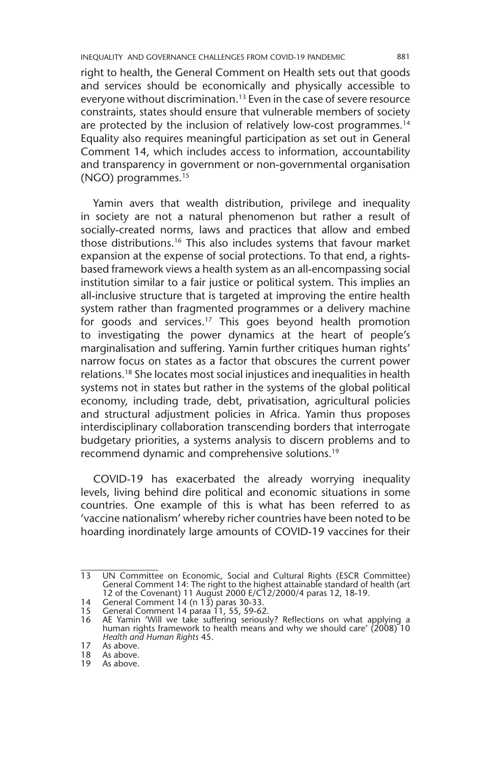right to health, the General Comment on Health sets out that goods and services should be economically and physically accessible to everyone without discrimination.[13] Even in the case of severe resource constraints, states should ensure that vulnerable members of society are protected by the inclusion of relatively low-cost programmes.[14] Equality also requires meaningful participation as set out in General Comment 14, which includes access to information, accountability and transparency in government or non-governmental organisation (NGO) programmes.[15]

Yamin avers that wealth distribution, privilege and inequality in society are not a natural phenomenon but rather a result of socially-created norms, laws and practices that allow and embed those distributions.[16] This also includes systems that favour market expansion at the expense of social protections. To that end, a rights-based framework views a health system as an all-encompassing social institution similar to a fair justice or political system. This implies an all-inclusive structure that is targeted at improving the entire health system rather than fragmented programmes or a delivery machine for goods and services.[17] This goes beyond health promotion to investigating the power dynamics at the heart of people's marginalisation and suffering. Yamin further critiques human rights' narrow focus on states as a factor that obscures the current power relations.[18] She locates most social injustices and inequalities in health systems not in states but rather in the systems of the global political economy, including trade, debt, privatisation, agricultural policies and structural adjustment policies in Africa. Yamin thus proposes interdisciplinary collaboration transcending borders that interrogate budgetary priorities, a systems analysis to discern problems and to recommend dynamic and comprehensive solutions.[19]

COVID-19 has exacerbated the already worrying inequality levels, living behind dire political and economic situations in some countries. One example of this is what has been referred to as 'vaccine nationalism' whereby richer countries have been noted to be hoarding inordinately large amounts of COVID-19 vaccines for their

---

13 UN Committee on Economic, Social and Cultural Rights (ESCR Committee) General Comment 14: The right to the highest attainable standard of health (art 12 of the Covenant) 11 August 2000 E/C12/2000/4 paras 12, 18-19.

14 General Comment 14 (n 13) paras 30-33.

15 General Comment 14 paraa 11, 55, 59-62.

16 AE Yamin 'Will we take suffering seriously? Reflections on what applying a human rights framework to health means and why we should care' (2008) 10 *Health and Human Rights* 45.

17 As above.

18 As above.

19 As above.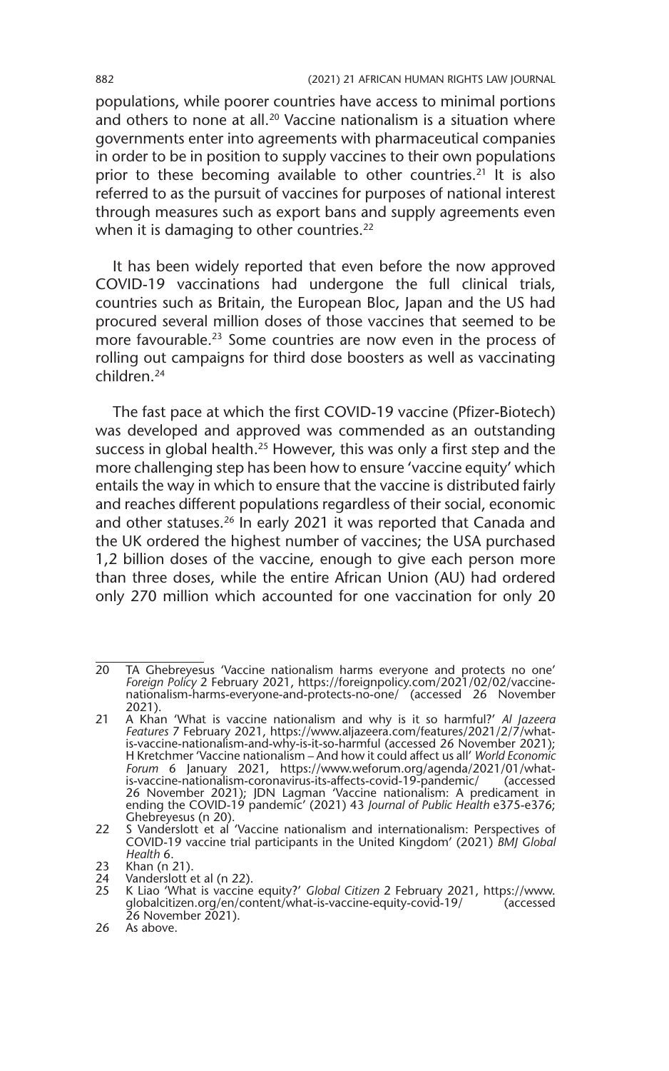populations, while poorer countries have access to minimal portions and others to none at all.[20] Vaccine nationalism is a situation where governments enter into agreements with pharmaceutical companies in order to be in position to supply vaccines to their own populations prior to these becoming available to other countries.[21] It is also referred to as the pursuit of vaccines for purposes of national interest through measures such as export bans and supply agreements even when it is damaging to other countries.[22]

It has been widely reported that even before the now approved COVID-19 vaccinations had undergone the full clinical trials, countries such as Britain, the European Bloc, Japan and the US had procured several million doses of those vaccines that seemed to be more favourable.[23] Some countries are now even in the process of rolling out campaigns for third dose boosters as well as vaccinating children.[24]

The fast pace at which the first COVID-19 vaccine (Pfizer-Biotech) was developed and approved was commended as an outstanding success in global health.[25] However, this was only a first step and the more challenging step has been how to ensure 'vaccine equity' which entails the way in which to ensure that the vaccine is distributed fairly and reaches different populations regardless of their social, economic and other statuses.[26] In early 2021 it was reported that Canada and the UK ordered the highest number of vaccines; the USA purchased 1,2 billion doses of the vaccine, enough to give each person more than three doses, while the entire African Union (AU) had ordered only 270 million which accounted for one vaccination for only 20

---

20 TA Ghebreyesus 'Vaccine nationalism harms everyone and protects no one' *Foreign Policy* 2 February 2021, https://foreignpolicy.com/2021/02/02/vaccine-nationalism-harms-everyone-and-protects-no-one/ (accessed 26 November 2021).

21 A Khan 'What is vaccine nationalism and why is it so harmful?' *Al Jazeera Features* 7 February 2021, https://www.aljazeera.com/features/2021/2/7/what-is-vaccine-nationalism-and-why-is-it-so-harmful (accessed 26 November 2021); H Kretchmer 'Vaccine nationalism – And how it could affect us all' *World Economic Forum* 6 January 2021, https://www.weforum.org/agenda/2021/01/what-is-vaccine-nationalism-coronavirus-its-affects-covid-19-pandemic/ (accessed 26 November 2021); JDN Lagman 'Vaccine nationalism: A predicament in ending the COVID-19 pandemic' (2021) 43 *Journal of Public Health* e375-e376; Ghebreyesus (n 20).

22 S Vanderslott et al 'Vaccine nationalism and internationalism: Perspectives of COVID-19 vaccine trial participants in the United Kingdom' (2021) *BMJ Global Health* 6.

23 Khan (n 21).

24 Vanderslott et al (n 22).

25 K Liao 'What is vaccine equity?' *Global Citizen* 2 February 2021, https://www.globalcitizen.org/en/content/what-is-vaccine-equity-covid-19/ (accessed 26 November 2021).

26 As above.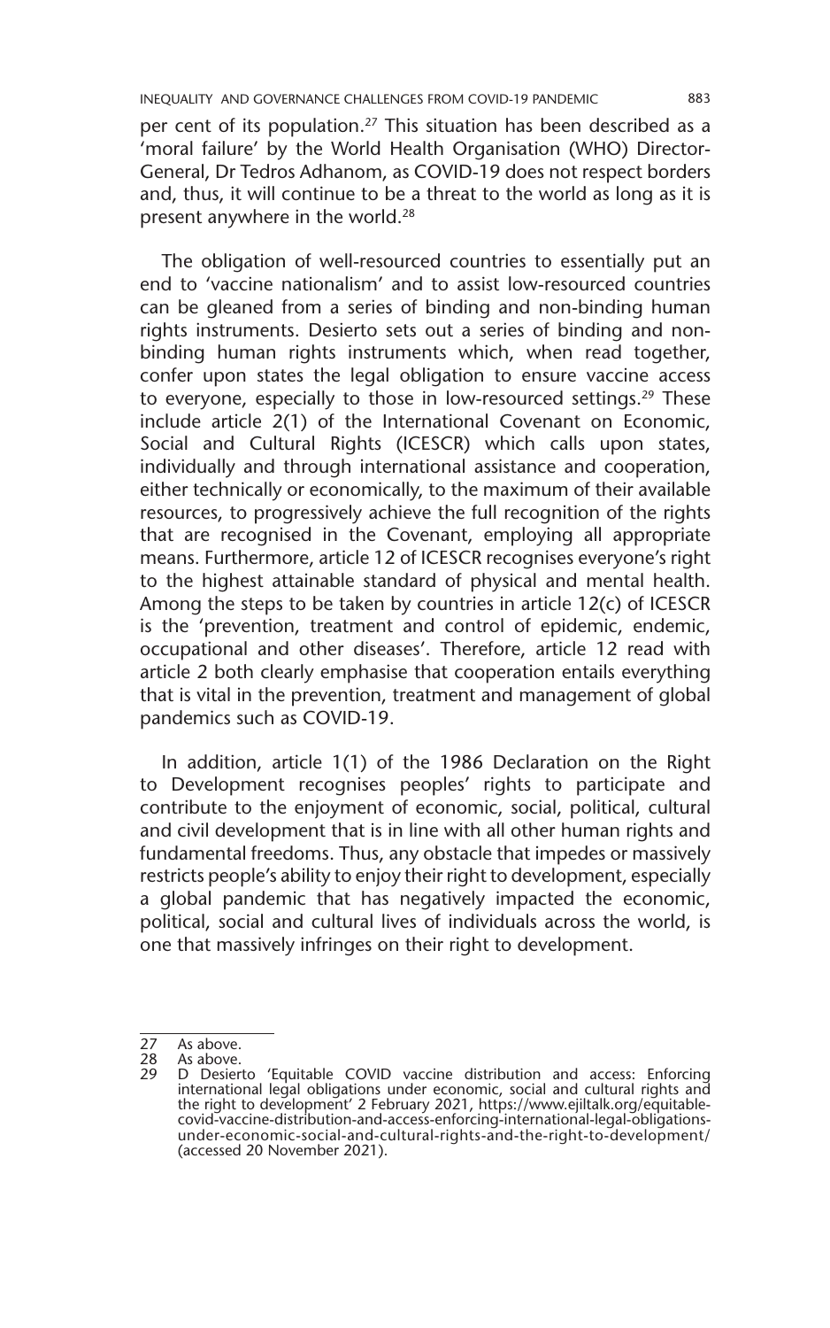per cent of its population.[27] This situation has been described as a 'moral failure' by the World Health Organisation (WHO) Director-General, Dr Tedros Adhanom, as COVID-19 does not respect borders and, thus, it will continue to be a threat to the world as long as it is present anywhere in the world.[28]

The obligation of well-resourced countries to essentially put an end to 'vaccine nationalism' and to assist low-resourced countries can be gleaned from a series of binding and non-binding human rights instruments. Desierto sets out a series of binding and non-binding human rights instruments which, when read together, confer upon states the legal obligation to ensure vaccine access to everyone, especially to those in low-resourced settings.[29] These include article 2(1) of the International Covenant on Economic, Social and Cultural Rights (ICESCR) which calls upon states, individually and through international assistance and cooperation, either technically or economically, to the maximum of their available resources, to progressively achieve the full recognition of the rights that are recognised in the Covenant, employing all appropriate means. Furthermore, article 12 of ICESCR recognises everyone's right to the highest attainable standard of physical and mental health. Among the steps to be taken by countries in article 12(c) of ICESCR is the 'prevention, treatment and control of epidemic, endemic, occupational and other diseases'. Therefore, article 12 read with article 2 both clearly emphasise that cooperation entails everything that is vital in the prevention, treatment and management of global pandemics such as COVID-19.

In addition, article 1(1) of the 1986 Declaration on the Right to Development recognises peoples' rights to participate and contribute to the enjoyment of economic, social, political, cultural and civil development that is in line with all other human rights and fundamental freedoms. Thus, any obstacle that impedes or massively restricts people's ability to enjoy their right to development, especially a global pandemic that has negatively impacted the economic, political, social and cultural lives of individuals across the world, is one that massively infringes on their right to development.

---

27 As above.

28 As above.

29 D Desierto 'Equitable COVID vaccine distribution and access: Enforcing international legal obligations under economic, social and cultural rights and the right to development' 2 February 2021, https://www.ejiltalk.org/equitable-covid-vaccine-distribution-and-access-enforcing-international-legal-obligations-under-economic-social-and-cultural-rights-and-the-right-to-development/ (accessed 20 November 2021).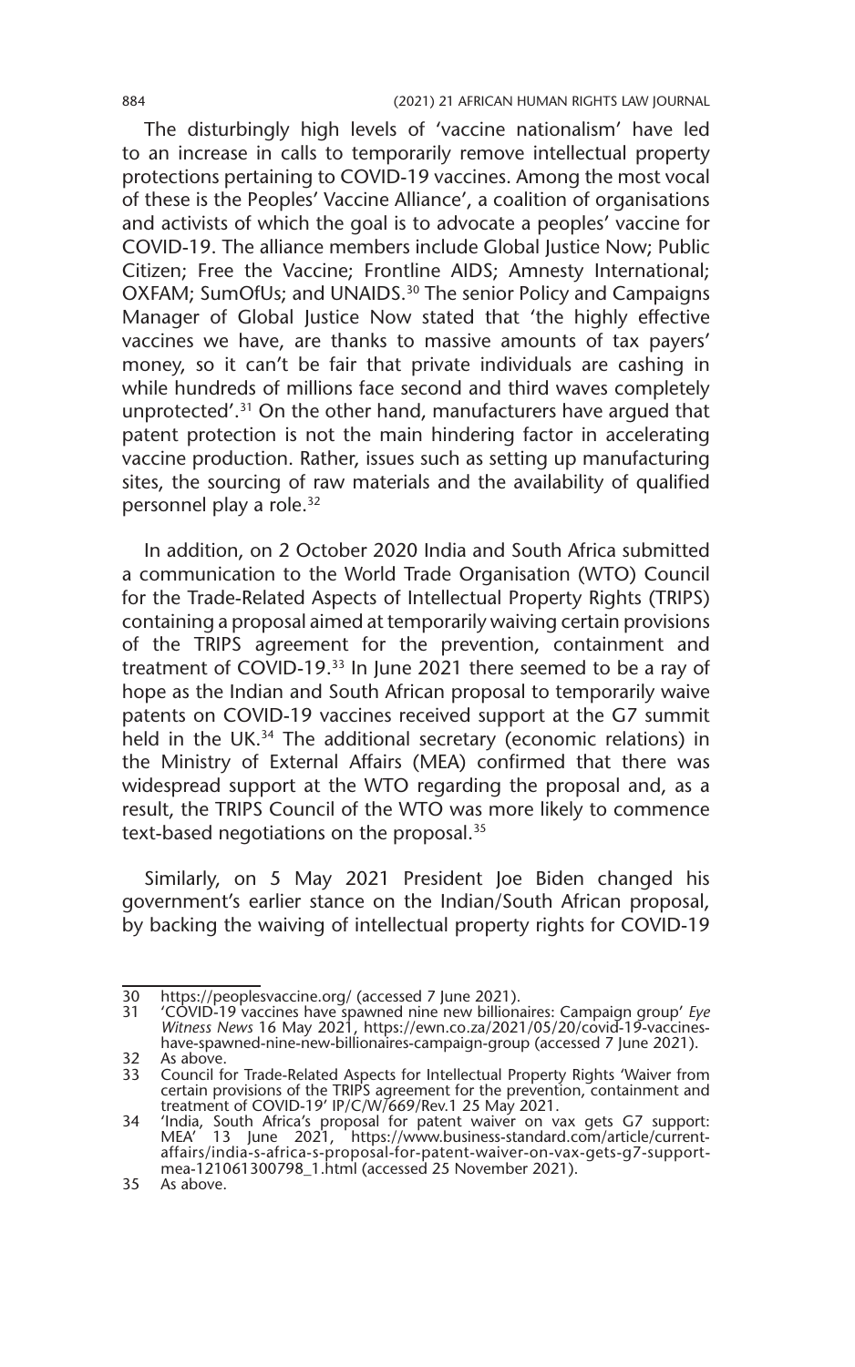The disturbingly high levels of 'vaccine nationalism' have led to an increase in calls to temporarily remove intellectual property protections pertaining to COVID-19 vaccines. Among the most vocal of these is the Peoples' Vaccine Alliance', a coalition of organisations and activists of which the goal is to advocate a peoples' vaccine for COVID-19. The alliance members include Global Justice Now; Public Citizen; Free the Vaccine; Frontline AIDS; Amnesty International; OXFAM; SumOfUs; and UNAIDS.[30] The senior Policy and Campaigns Manager of Global Justice Now stated that 'the highly effective vaccines we have, are thanks to massive amounts of tax payers' money, so it can't be fair that private individuals are cashing in while hundreds of millions face second and third waves completely unprotected'.[31] On the other hand, manufacturers have argued that patent protection is not the main hindering factor in accelerating vaccine production. Rather, issues such as setting up manufacturing sites, the sourcing of raw materials and the availability of qualified personnel play a role.[32]

In addition, on 2 October 2020 India and South Africa submitted a communication to the World Trade Organisation (WTO) Council for the Trade-Related Aspects of Intellectual Property Rights (TRIPS) containing a proposal aimed at temporarily waiving certain provisions of the TRIPS agreement for the prevention, containment and treatment of COVID-19.[33] In June 2021 there seemed to be a ray of hope as the Indian and South African proposal to temporarily waive patents on COVID-19 vaccines received support at the G7 summit held in the UK.[34] The additional secretary (economic relations) in the Ministry of External Affairs (MEA) confirmed that there was widespread support at the WTO regarding the proposal and, as a result, the TRIPS Council of the WTO was more likely to commence text-based negotiations on the proposal.[35]

Similarly, on 5 May 2021 President Joe Biden changed his government's earlier stance on the Indian/South African proposal, by backing the waiving of intellectual property rights for COVID-19

---

30 https://peoplesvaccine.org/ (accessed 7 June 2021).

31 'COVID-19 vaccines have spawned nine new billionaires: Campaign group' *Eye Witness News* 16 May 2021, https://ewn.co.za/2021/05/20/covid-19-vaccines-have-spawned-nine-new-billionaires-campaign-group (accessed 7 June 2021).

32 As above.

33 Council for Trade-Related Aspects for Intellectual Property Rights 'Waiver from certain provisions of the TRIPS agreement for the prevention, containment and treatment of COVID-19' IP/C/W/669/Rev.1 25 May 2021.

34 'India, South Africa's proposal for patent waiver on vax gets G7 support: MEA' 13 June 2021, https://www.business-standard.com/article/current-affairs/india-s-africa-s-proposal-for-patent-waiver-on-vax-gets-g7-support-mea-121061300798_1.html (accessed 25 November 2021).

35 As above.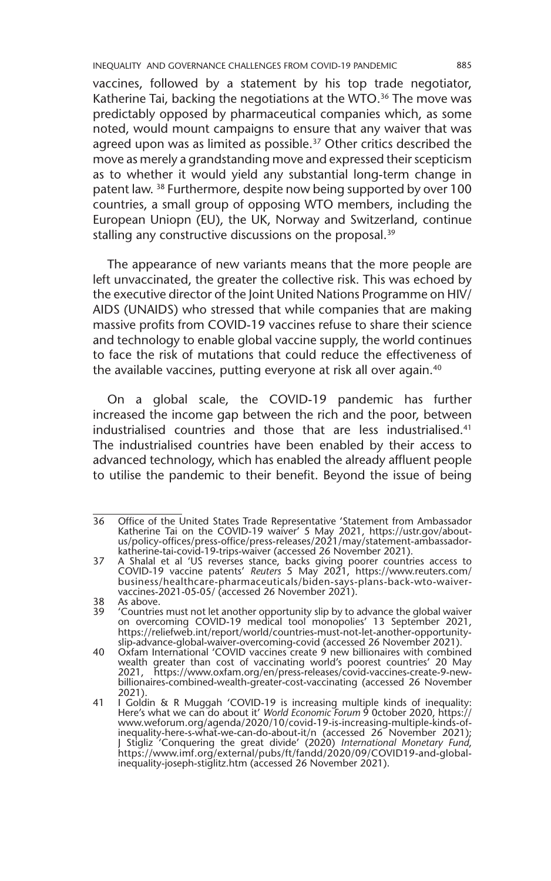vaccines, followed by a statement by his top trade negotiator, Katherine Tai, backing the negotiations at the WTO.[36] The move was predictably opposed by pharmaceutical companies which, as some noted, would mount campaigns to ensure that any waiver that was agreed upon was as limited as possible.[37] Other critics described the move as merely a grandstanding move and expressed their scepticism as to whether it would yield any substantial long-term change in patent law. [38] Furthermore, despite now being supported by over 100 countries, a small group of opposing WTO members, including the European Uniopn (EU), the UK, Norway and Switzerland, continue stalling any constructive discussions on the proposal.[39]

The appearance of new variants means that the more people are left unvaccinated, the greater the collective risk. This was echoed by the executive director of the Joint United Nations Programme on HIV/AIDS (UNAIDS) who stressed that while companies that are making massive profits from COVID-19 vaccines refuse to share their science and technology to enable global vaccine supply, the world continues to face the risk of mutations that could reduce the effectiveness of the available vaccines, putting everyone at risk all over again.[40]

On a global scale, the COVID-19 pandemic has further increased the income gap between the rich and the poor, between industrialised countries and those that are less industrialised.[41] The industrialised countries have been enabled by their access to advanced technology, which has enabled the already affluent people to utilise the pandemic to their benefit. Beyond the issue of being

---

36 Office of the United States Trade Representative 'Statement from Ambassador Katherine Tai on the COVID-19 waiver' 5 May 2021, https://ustr.gov/about-us/policy-offices/press-office/press-releases/2021/may/statement-ambassador-katherine-tai-covid-19-trips-waiver (accessed 26 November 2021).

37 A Shalal et al 'US reverses stance, backs giving poorer countries access to COVID-19 vaccine patents' *Reuters* 5 May 2021, https://www.reuters.com/business/healthcare-pharmaceuticals/biden-says-plans-back-wto-waiver-vaccines-2021-05-05/ (accessed 26 November 2021).

38 As above.

39 'Countries must not let another opportunity slip by to advance the global waiver on overcoming COVID-19 medical tool monopolies' 13 September 2021, https://reliefweb.int/report/world/countries-must-not-let-another-opportunity-slip-advance-global-waiver-overcoming-covid (accessed 26 November 2021).

40 Oxfam International 'COVID vaccines create 9 new billionaires with combined wealth greater than cost of vaccinating world's poorest countries' 20 May 2021, https://www.oxfam.org/en/press-releases/covid-vaccines-create-9-new-billionaires-combined-wealth-greater-cost-vaccinating (accessed 26 November 2021).

41 I Goldin & R Muggah 'COVID-19 is increasing multiple kinds of inequality: Here's what we can do about it' *World Economic Forum* 9 0ctober 2020, https://www.weforum.org/agenda/2020/10/covid-19-is-increasing-multiple-kinds-of-inequality-here-s-what-we-can-do-about-it/n (accessed 26 November 2021); J Stigliz 'Conquering the great divide' (2020) *International Monetary Fund*, https://www.imf.org/external/pubs/ft/fandd/2020/09/COVID19-and-global-inequality-joseph-stiglitz.htm (accessed 26 November 2021).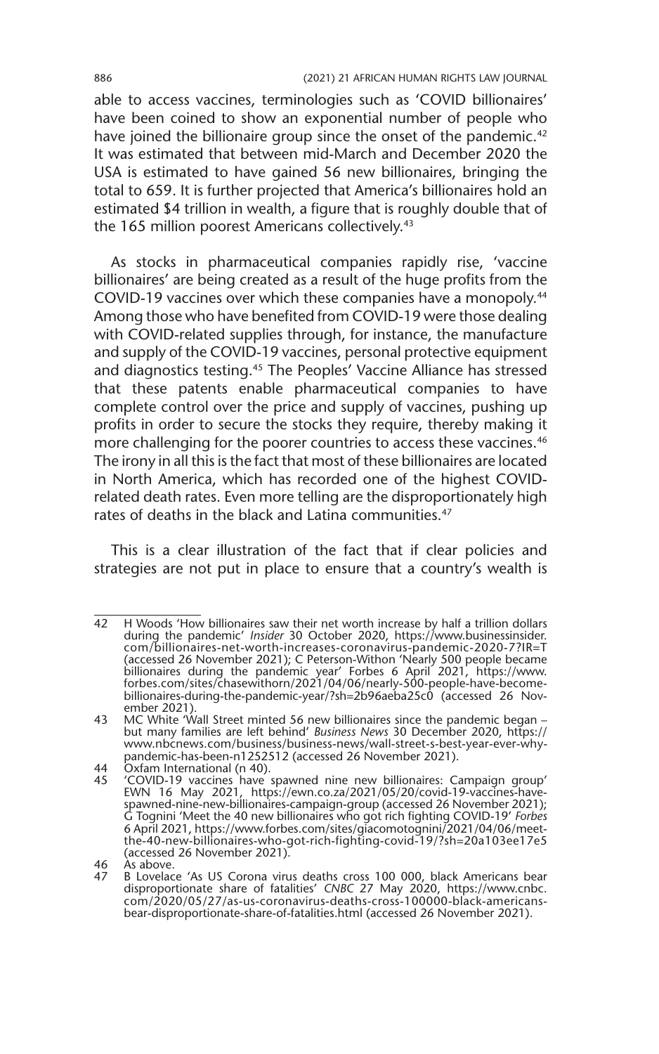able to access vaccines, terminologies such as 'COVID billionaires' have been coined to show an exponential number of people who have joined the billionaire group since the onset of the pandemic.[42] It was estimated that between mid-March and December 2020 the USA is estimated to have gained 56 new billionaires, bringing the total to 659. It is further projected that America's billionaires hold an estimated $4 trillion in wealth, a figure that is roughly double that of the 165 million poorest Americans collectively.[43]

As stocks in pharmaceutical companies rapidly rise, 'vaccine billionaires' are being created as a result of the huge profits from the COVID-19 vaccines over which these companies have a monopoly.[44] Among those who have benefited from COVID-19 were those dealing with COVID-related supplies through, for instance, the manufacture and supply of the COVID-19 vaccines, personal protective equipment and diagnostics testing.[45] The Peoples' Vaccine Alliance has stressed that these patents enable pharmaceutical companies to have complete control over the price and supply of vaccines, pushing up profits in order to secure the stocks they require, thereby making it more challenging for the poorer countries to access these vaccines.[46] The irony in all this is the fact that most of these billionaires are located in North America, which has recorded one of the highest COVID-related death rates. Even more telling are the disproportionately high rates of deaths in the black and Latina communities.[47]

This is a clear illustration of the fact that if clear policies and strategies are not put in place to ensure that a country's wealth is

---

42 H Woods 'How billionaires saw their net worth increase by half a trillion dollars during the pandemic' *Insider* 30 October 2020, https://www.businessinsider.com/billionaires-net-worth-increases-coronavirus-pandemic-2020-7?IR=T (accessed 26 November 2021); C Peterson-Withon 'Nearly 500 people became billionaires during the pandemic year' Forbes 6 April 2021, https://www.forbes.com/sites/chasewithorn/2021/04/06/nearly-500-people-have-become-billionaires-during-the-pandemic-year/?sh=2b96aeba25c0 (accessed 26 November 2021).

43 MC White 'Wall Street minted 56 new billionaires since the pandemic began – but many families are left behind' *Business News* 30 December 2020, https://www.nbcnews.com/business/business-news/wall-street-s-best-year-ever-why-pandemic-has-been-n1252512 (accessed 26 November 2021).

44 Oxfam International (n 40).

45 'COVID-19 vaccines have spawned nine new billionaires: Campaign group' EWN 16 May 2021, https://ewn.co.za/2021/05/20/covid-19-vaccines-have-spawned-nine-new-billionaires-campaign-group (accessed 26 November 2021); G Tognini 'Meet the 40 new billionaires who got rich fighting COVID-19' *Forbes* 6 April 2021, https://www.forbes.com/sites/giacomotognini/2021/04/06/meet-the-40-new-billionaires-who-got-rich-fighting-covid-19/?sh=20a103ee17e5 (accessed 26 November 2021).

46 As above.

47 B Lovelace 'As US Corona virus deaths cross 100 000, black Americans bear disproportionate share of fatalities' *CNBC* 27 May 2020, https://www.cnbc.com/2020/05/27/as-us-coronavirus-deaths-cross-100000-black-americans-bear-disproportionate-share-of-fatalities.html (accessed 26 November 2021).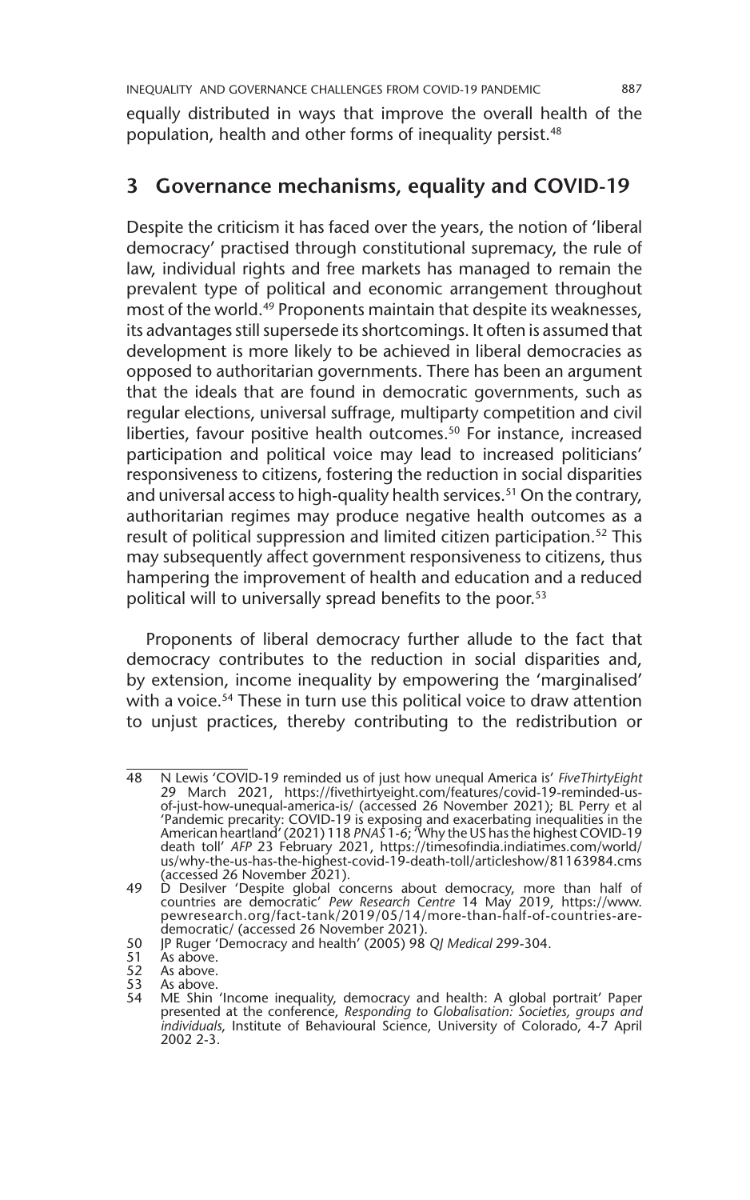equally distributed in ways that improve the overall health of the population, health and other forms of inequality persist.[48]

## 3 Governance mechanisms, equality and COVID-19

Despite the criticism it has faced over the years, the notion of 'liberal democracy' practised through constitutional supremacy, the rule of law, individual rights and free markets has managed to remain the prevalent type of political and economic arrangement throughout most of the world.[49] Proponents maintain that despite its weaknesses, its advantages still supersede its shortcomings. It often is assumed that development is more likely to be achieved in liberal democracies as opposed to authoritarian governments. There has been an argument that the ideals that are found in democratic governments, such as regular elections, universal suffrage, multiparty competition and civil liberties, favour positive health outcomes.[50] For instance, increased participation and political voice may lead to increased politicians' responsiveness to citizens, fostering the reduction in social disparities and universal access to high-quality health services.[51] On the contrary, authoritarian regimes may produce negative health outcomes as a result of political suppression and limited citizen participation.[52] This may subsequently affect government responsiveness to citizens, thus hampering the improvement of health and education and a reduced political will to universally spread benefits to the poor.[53]

Proponents of liberal democracy further allude to the fact that democracy contributes to the reduction in social disparities and, by extension, income inequality by empowering the 'marginalised' with a voice.[54] These in turn use this political voice to draw attention to unjust practices, thereby contributing to the redistribution or

---

48 N Lewis 'COVID-19 reminded us of just how unequal America is' *FiveThirtyEight* 29 March 2021, https://fivethirtyeight.com/features/covid-19-reminded-us-of-just-how-unequal-america-is/ (accessed 26 November 2021); BL Perry et al 'Pandemic precarity: COVID-19 is exposing and exacerbating inequalities in the American heartland' (2021) 118 *PNAS* 1-6; 'Why the US has the highest COVID-19 death toll' *AFP* 23 February 2021, https://timesofindia.indiatimes.com/world/us/why-the-us-has-the-highest-covid-19-death-toll/articleshow/81163984.cms (accessed 26 November 2021).

49 D Desilver 'Despite global concerns about democracy, more than half of countries are democratic' *Pew Research Centre* 14 May 2019, https://www.pewresearch.org/fact-tank/2019/05/14/more-than-half-of-countries-are-democratic/ (accessed 26 November 2021).

50 JP Ruger 'Democracy and health' (2005) 98 *QJ Medical* 299-304.

51 As above.

52 As above.

53 As above.

54 ME Shin 'Income inequality, democracy and health: A global portrait' Paper presented at the conference, *Responding to Globalisation: Societies, groups and individuals*, Institute of Behavioural Science, University of Colorado, 4-7 April 2002 2-3.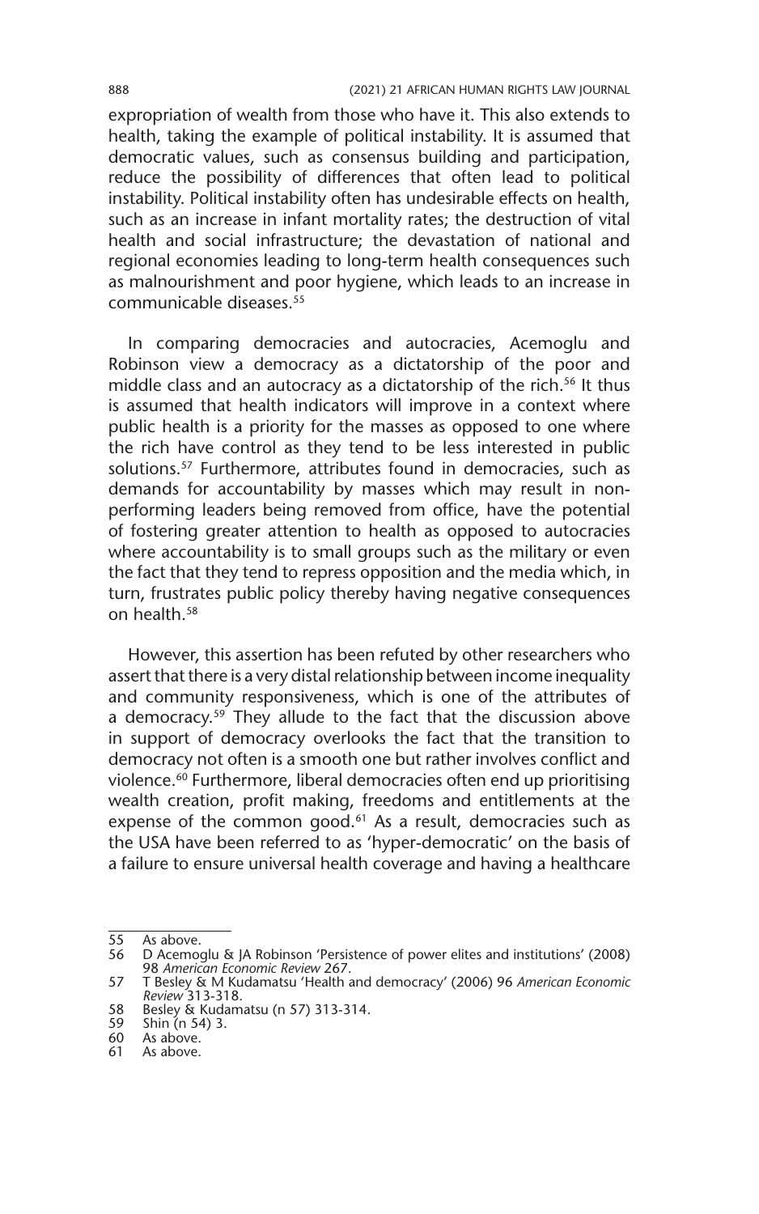expropriation of wealth from those who have it. This also extends to health, taking the example of political instability. It is assumed that democratic values, such as consensus building and participation, reduce the possibility of differences that often lead to political instability. Political instability often has undesirable effects on health, such as an increase in infant mortality rates; the destruction of vital health and social infrastructure; the devastation of national and regional economies leading to long-term health consequences such as malnourishment and poor hygiene, which leads to an increase in communicable diseases.[55]

In comparing democracies and autocracies, Acemoglu and Robinson view a democracy as a dictatorship of the poor and middle class and an autocracy as a dictatorship of the rich.[56] It thus is assumed that health indicators will improve in a context where public health is a priority for the masses as opposed to one where the rich have control as they tend to be less interested in public solutions.[57] Furthermore, attributes found in democracies, such as demands for accountability by masses which may result in non-performing leaders being removed from office, have the potential of fostering greater attention to health as opposed to autocracies where accountability is to small groups such as the military or even the fact that they tend to repress opposition and the media which, in turn, frustrates public policy thereby having negative consequences on health.[58]

However, this assertion has been refuted by other researchers who assert that there is a very distal relationship between income inequality and community responsiveness, which is one of the attributes of a democracy.[59] They allude to the fact that the discussion above in support of democracy overlooks the fact that the transition to democracy not often is a smooth one but rather involves conflict and violence.[60] Furthermore, liberal democracies often end up prioritising wealth creation, profit making, freedoms and entitlements at the expense of the common good.[61] As a result, democracies such as the USA have been referred to as 'hyper-democratic' on the basis of a failure to ensure universal health coverage and having a healthcare

---

55 As above.

56 D Acemoglu & JA Robinson 'Persistence of power elites and institutions' (2008) 98 *American Economic Review* 267.

57 T Besley & M Kudamatsu 'Health and democracy' (2006) 96 *American Economic Review* 313-318.

58 Besley & Kudamatsu (n 57) 313-314.

59 Shin (n 54) 3.

60 As above.

61 As above.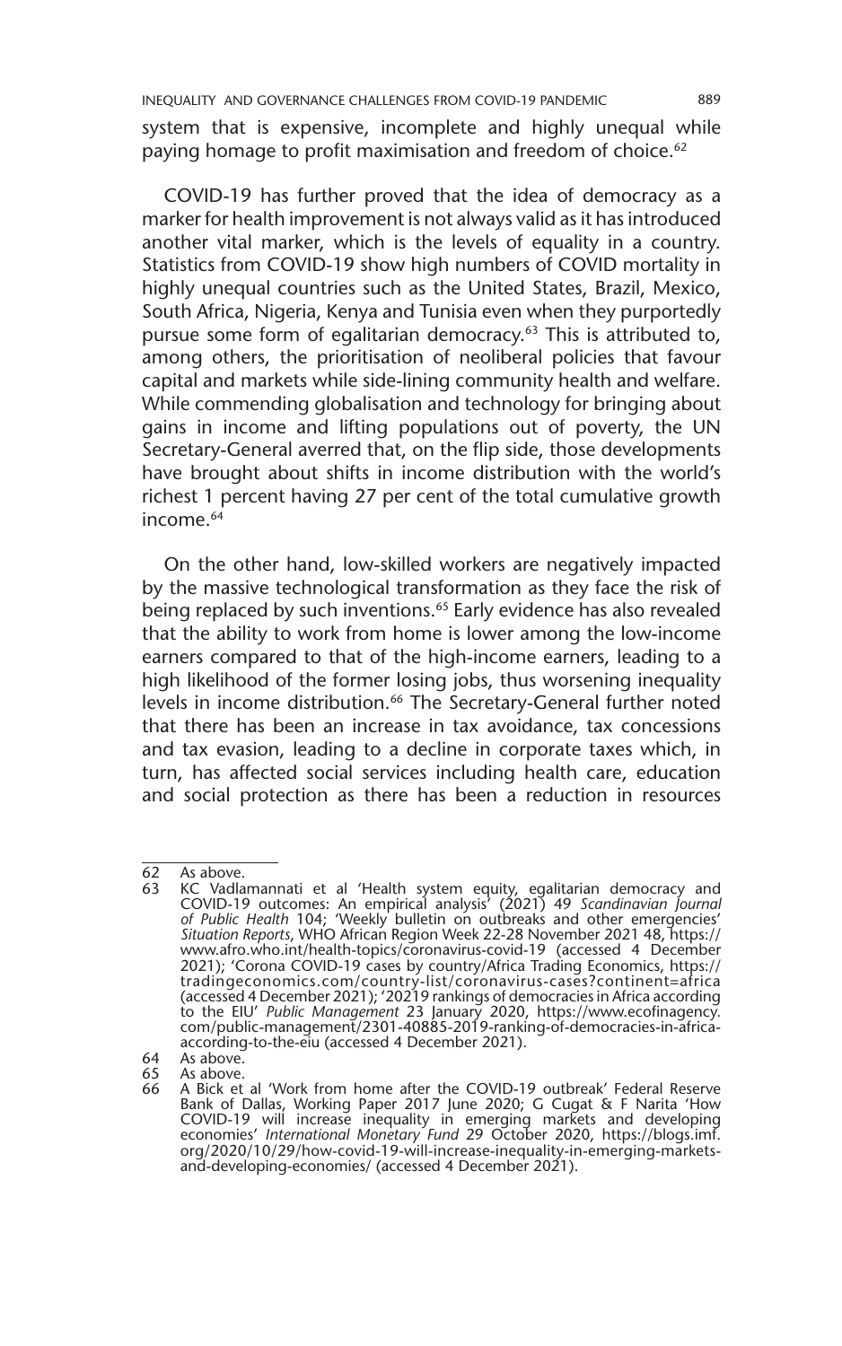system that is expensive, incomplete and highly unequal while paying homage to profit maximisation and freedom of choice.[62]

COVID-19 has further proved that the idea of democracy as a marker for health improvement is not always valid as it has introduced another vital marker, which is the levels of equality in a country. Statistics from COVID-19 show high numbers of COVID mortality in highly unequal countries such as the United States, Brazil, Mexico, South Africa, Nigeria, Kenya and Tunisia even when they purportedly pursue some form of egalitarian democracy.[63] This is attributed to, among others, the prioritisation of neoliberal policies that favour capital and markets while side-lining community health and welfare. While commending globalisation and technology for bringing about gains in income and lifting populations out of poverty, the UN Secretary-General averred that, on the flip side, those developments have brought about shifts in income distribution with the world's richest 1 percent having 27 per cent of the total cumulative growth income.[64]

On the other hand, low-skilled workers are negatively impacted by the massive technological transformation as they face the risk of being replaced by such inventions.[65] Early evidence has also revealed that the ability to work from home is lower among the low-income earners compared to that of the high-income earners, leading to a high likelihood of the former losing jobs, thus worsening inequality levels in income distribution.[66] The Secretary-General further noted that there has been an increase in tax avoidance, tax concessions and tax evasion, leading to a decline in corporate taxes which, in turn, has affected social services including health care, education and social protection as there has been a reduction in resources

---

62 As above.

63 KC Vadlamannati et al 'Health system equity, egalitarian democracy and COVID-19 outcomes: An empirical analysis' (2021) 49 *Scandinavian Journal of Public Health* 104; 'Weekly bulletin on outbreaks and other emergencies' *Situation Reports*, WHO African Region Week 22-28 November 2021 48, https://www.afro.who.int/health-topics/coronavirus-covid-19 (accessed 4 December 2021); 'Corona COVID-19 cases by country/Africa Trading Economics, https://tradingeconomics.com/country-list/coronavirus-cases?continent=africa (accessed 4 December 2021); '20219 rankings of democracies in Africa according to the EIU' *Public Management* 23 January 2020, https://www.ecofinagency.com/public-management/2301-40885-2019-ranking-of-democracies-in-africa-according-to-the-eiu (accessed 4 December 2021).

64 As above.

65 As above.

66 A Bick et al 'Work from home after the COVID-19 outbreak' Federal Reserve Bank of Dallas, Working Paper 2017 June 2020; G Cugat & F Narita 'How COVID-19 will increase inequality in emerging markets and developing economies' *International Monetary Fund* 29 October 2020, https://blogs.imf.org/2020/10/29/how-covid-19-will-increase-inequality-in-emerging-markets-and-developing-economies/ (accessed 4 December 2021).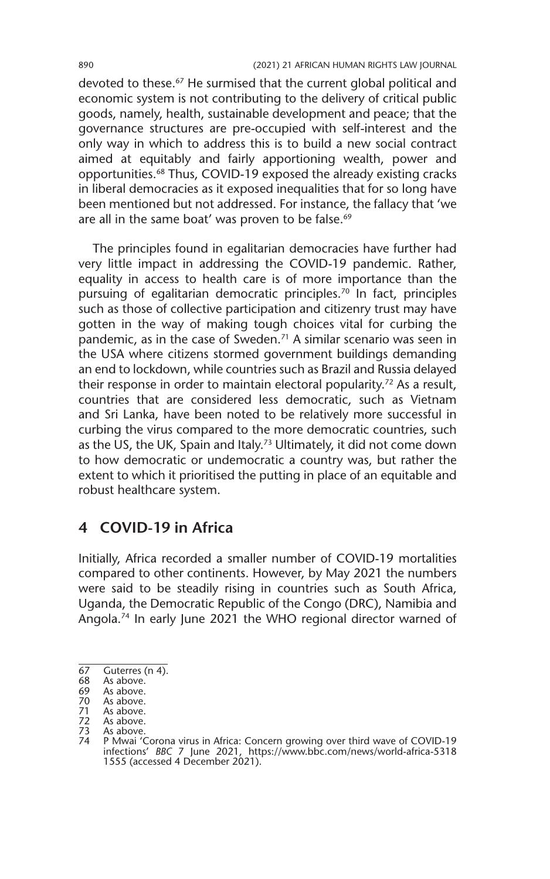devoted to these.[67] He surmised that the current global political and economic system is not contributing to the delivery of critical public goods, namely, health, sustainable development and peace; that the governance structures are pre-occupied with self-interest and the only way in which to address this is to build a new social contract aimed at equitably and fairly apportioning wealth, power and opportunities.[68] Thus, COVID-19 exposed the already existing cracks in liberal democracies as it exposed inequalities that for so long have been mentioned but not addressed. For instance, the fallacy that 'we are all in the same boat' was proven to be false.[69]

The principles found in egalitarian democracies have further had very little impact in addressing the COVID-19 pandemic. Rather, equality in access to health care is of more importance than the pursuing of egalitarian democratic principles.[70] In fact, principles such as those of collective participation and citizenry trust may have gotten in the way of making tough choices vital for curbing the pandemic, as in the case of Sweden.[71] A similar scenario was seen in the USA where citizens stormed government buildings demanding an end to lockdown, while countries such as Brazil and Russia delayed their response in order to maintain electoral popularity.[72] As a result, countries that are considered less democratic, such as Vietnam and Sri Lanka, have been noted to be relatively more successful in curbing the virus compared to the more democratic countries, such as the US, the UK, Spain and Italy.[73] Ultimately, it did not come down to how democratic or undemocratic a country was, but rather the extent to which it prioritised the putting in place of an equitable and robust healthcare system.

## 4 COVID-19 in Africa

Initially, Africa recorded a smaller number of COVID-19 mortalities compared to other continents. However, by May 2021 the numbers were said to be steadily rising in countries such as South Africa, Uganda, the Democratic Republic of the Congo (DRC), Namibia and Angola.[74] In early June 2021 the WHO regional director warned of

---

67 Guterres (n 4).
68 As above.
69 As above.
70 As above.
71 As above.
72 As above.
73 As above.
74 P Mwai 'Corona virus in Africa: Concern growing over third wave of COVID-19 infections' *BBC* 7 June 2021, https://www.bbc.com/news/world-africa-53181555 (accessed 4 December 2021).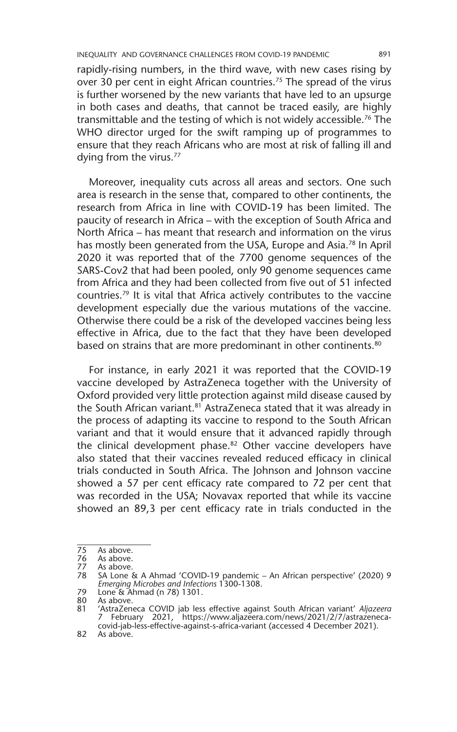rapidly-rising numbers, in the third wave, with new cases rising by over 30 per cent in eight African countries.[75] The spread of the virus is further worsened by the new variants that have led to an upsurge in both cases and deaths, that cannot be traced easily, are highly transmittable and the testing of which is not widely accessible.[76] The WHO director urged for the swift ramping up of programmes to ensure that they reach Africans who are most at risk of falling ill and dying from the virus.[77]

Moreover, inequality cuts across all areas and sectors. One such area is research in the sense that, compared to other continents, the research from Africa in line with COVID-19 has been limited. The paucity of research in Africa – with the exception of South Africa and North Africa – has meant that research and information on the virus has mostly been generated from the USA, Europe and Asia.[78] In April 2020 it was reported that of the 7700 genome sequences of the SARS-Cov2 that had been pooled, only 90 genome sequences came from Africa and they had been collected from five out of 51 infected countries.[79] It is vital that Africa actively contributes to the vaccine development especially due the various mutations of the vaccine. Otherwise there could be a risk of the developed vaccines being less effective in Africa, due to the fact that they have been developed based on strains that are more predominant in other continents.[80]

For instance, in early 2021 it was reported that the COVID-19 vaccine developed by AstraZeneca together with the University of Oxford provided very little protection against mild disease caused by the South African variant.[81] AstraZeneca stated that it was already in the process of adapting its vaccine to respond to the South African variant and that it would ensure that it advanced rapidly through the clinical development phase.[82] Other vaccine developers have also stated that their vaccines revealed reduced efficacy in clinical trials conducted in South Africa. The Johnson and Johnson vaccine showed a 57 per cent efficacy rate compared to 72 per cent that was recorded in the USA; Novavax reported that while its vaccine showed an 89,3 per cent efficacy rate in trials conducted in the

---

75 As above.

76 As above.

77 As above.

78 SA Lone & A Ahmad 'COVID-19 pandemic – An African perspective' (2020) 9 *Emerging Microbes and Infections* 1300-1308.

79 Lone & Ahmad (n 78) 1301.

80 As above.

81 'AstraZeneca COVID jab less effective against South African variant' *Aljazeera* 7 February 2021, https://www.aljazeera.com/news/2021/2/7/astrazeneca-covid-jab-less-effective-against-s-africa-variant (accessed 4 December 2021).

82 As above.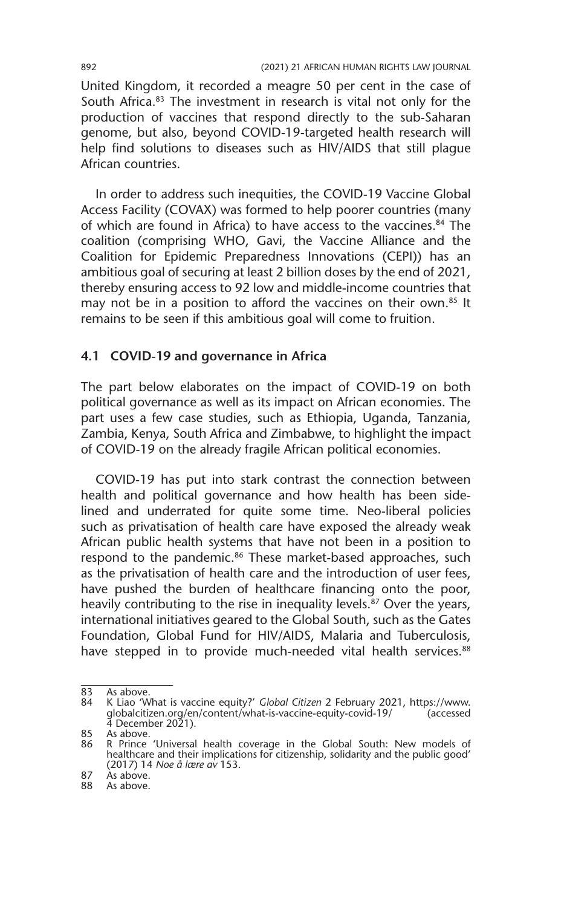United Kingdom, it recorded a meagre 50 per cent in the case of South Africa.[83] The investment in research is vital not only for the production of vaccines that respond directly to the sub-Saharan genome, but also, beyond COVID-19-targeted health research will help find solutions to diseases such as HIV/AIDS that still plague African countries.

In order to address such inequities, the COVID-19 Vaccine Global Access Facility (COVAX) was formed to help poorer countries (many of which are found in Africa) to have access to the vaccines.[84] The coalition (comprising WHO, Gavi, the Vaccine Alliance and the Coalition for Epidemic Preparedness Innovations (CEPI)) has an ambitious goal of securing at least 2 billion doses by the end of 2021, thereby ensuring access to 92 low and middle-income countries that may not be in a position to afford the vaccines on their own.[85] It remains to be seen if this ambitious goal will come to fruition.

### 4.1 COVID-19 and governance in Africa

The part below elaborates on the impact of COVID-19 on both political governance as well as its impact on African economies. The part uses a few case studies, such as Ethiopia, Uganda, Tanzania, Zambia, Kenya, South Africa and Zimbabwe, to highlight the impact of COVID-19 on the already fragile African political economies.

COVID-19 has put into stark contrast the connection between health and political governance and how health has been side-lined and underrated for quite some time. Neo-liberal policies such as privatisation of health care have exposed the already weak African public health systems that have not been in a position to respond to the pandemic.[86] These market-based approaches, such as the privatisation of health care and the introduction of user fees, have pushed the burden of healthcare financing onto the poor, heavily contributing to the rise in inequality levels.[87] Over the years, international initiatives geared to the Global South, such as the Gates Foundation, Global Fund for HIV/AIDS, Malaria and Tuberculosis, have stepped in to provide much-needed vital health services.[88]

---

83 As above.

84 K Liao 'What is vaccine equity?' *Global Citizen* 2 February 2021, https://www.globalcitizen.org/en/content/what-is-vaccine-equity-covid-19/ (accessed 4 December 2021).

85 As above.

86 R Prince 'Universal health coverage in the Global South: New models of healthcare and their implications for citizenship, solidarity and the public good' (2017) 14 *Noe å lære av* 153.

87 As above.

88 As above.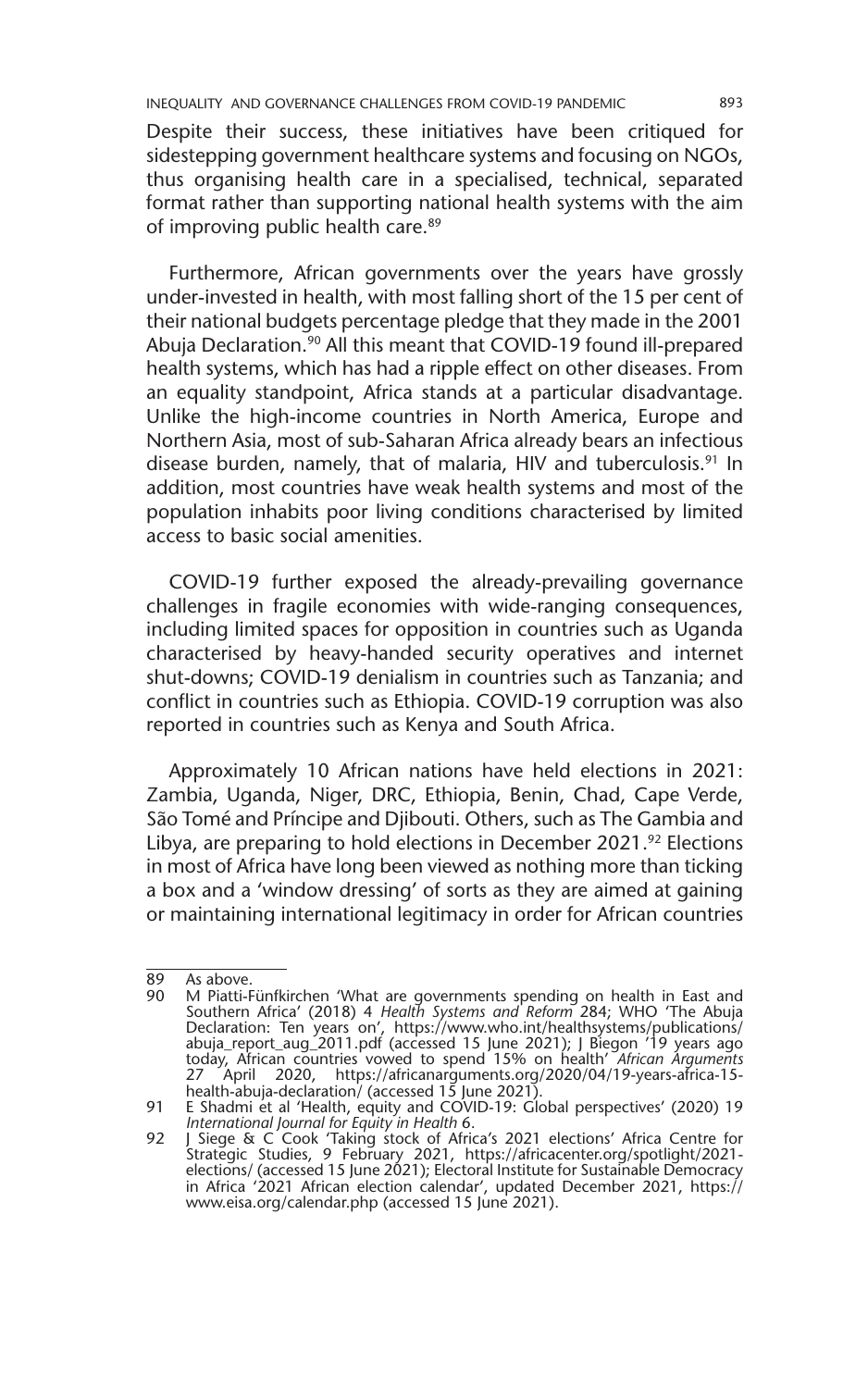Despite their success, these initiatives have been critiqued for sidestepping government healthcare systems and focusing on NGOs, thus organising health care in a specialised, technical, separated format rather than supporting national health systems with the aim of improving public health care.[89]

Furthermore, African governments over the years have grossly under-invested in health, with most falling short of the 15 per cent of their national budgets percentage pledge that they made in the 2001 Abuja Declaration.[90] All this meant that COVID-19 found ill-prepared health systems, which has had a ripple effect on other diseases. From an equality standpoint, Africa stands at a particular disadvantage. Unlike the high-income countries in North America, Europe and Northern Asia, most of sub-Saharan Africa already bears an infectious disease burden, namely, that of malaria, HIV and tuberculosis.[91] In addition, most countries have weak health systems and most of the population inhabits poor living conditions characterised by limited access to basic social amenities.

COVID-19 further exposed the already-prevailing governance challenges in fragile economies with wide-ranging consequences, including limited spaces for opposition in countries such as Uganda characterised by heavy-handed security operatives and internet shut-downs; COVID-19 denialism in countries such as Tanzania; and conflict in countries such as Ethiopia. COVID-19 corruption was also reported in countries such as Kenya and South Africa.

Approximately 10 African nations have held elections in 2021: Zambia, Uganda, Niger, DRC, Ethiopia, Benin, Chad, Cape Verde, São Tomé and Príncipe and Djibouti. Others, such as The Gambia and Libya, are preparing to hold elections in December 2021.[92] Elections in most of Africa have long been viewed as nothing more than ticking a box and a 'window dressing' of sorts as they are aimed at gaining or maintaining international legitimacy in order for African countries

---

89 As above.

90 M Piatti-Fünfkirchen 'What are governments spending on health in East and Southern Africa' (2018) 4 *Health Systems and Reform* 284; WHO 'The Abuja Declaration: Ten years on', https://www.who.int/healthsystems/publications/abuja_report_aug_2011.pdf (accessed 15 June 2021); J Biegon '19 years ago today, African countries vowed to spend 15% on health' *African Arguments* 27 April 2020, https://africanarguments.org/2020/04/19-years-africa-15-health-abuja-declaration/ (accessed 15 June 2021).

91 E Shadmi et al 'Health, equity and COVID-19: Global perspectives' (2020) 19 *International Journal for Equity in Health* 6.

92 J Siege & C Cook 'Taking stock of Africa's 2021 elections' Africa Centre for Strategic Studies, 9 February 2021, https://africacenter.org/spotlight/2021-elections/ (accessed 15 June 2021); Electoral Institute for Sustainable Democracy in Africa '2021 African election calendar', updated December 2021, https://www.eisa.org/calendar.php (accessed 15 June 2021).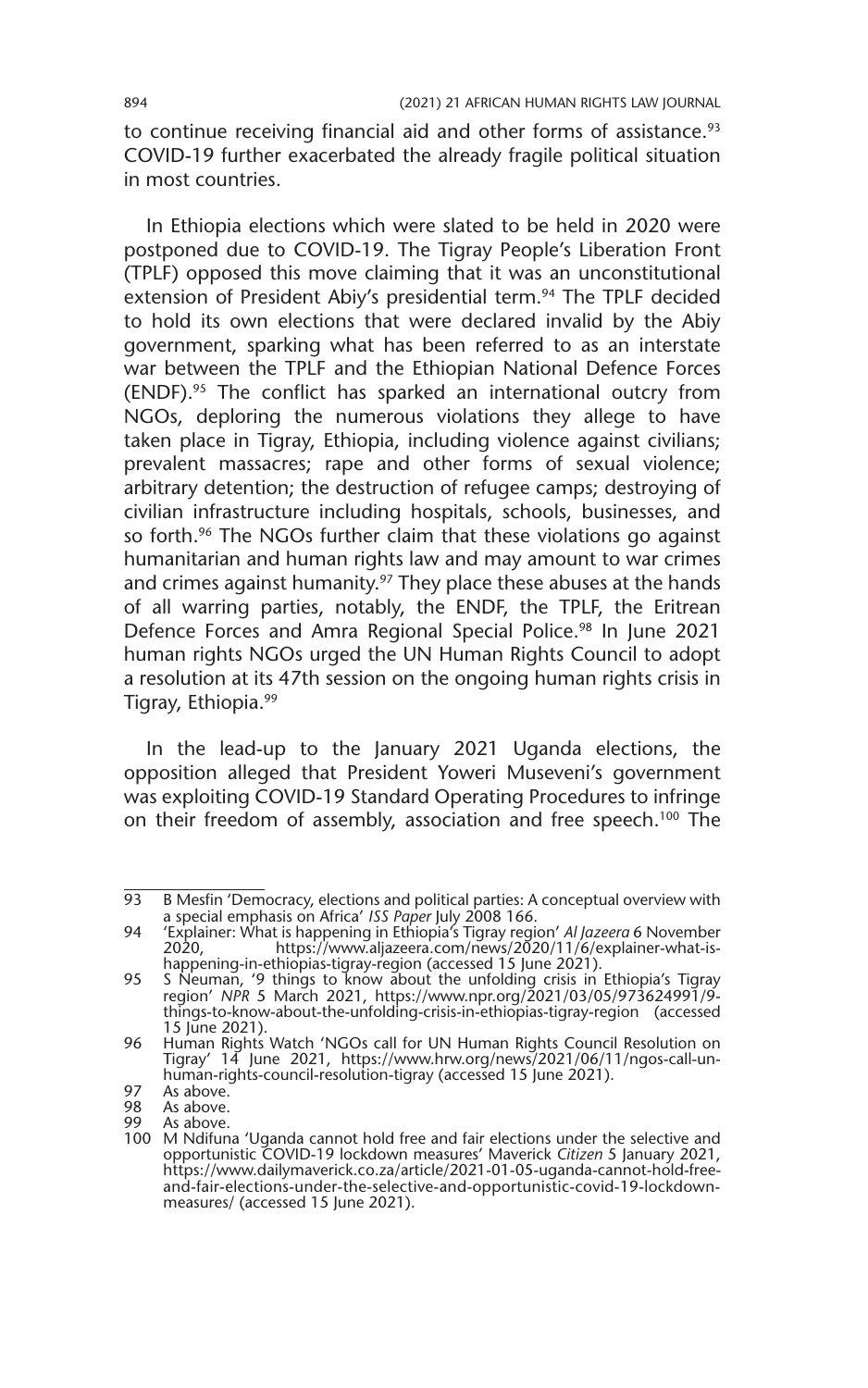to continue receiving financial aid and other forms of assistance.[93] COVID-19 further exacerbated the already fragile political situation in most countries.

In Ethiopia elections which were slated to be held in 2020 were postponed due to COVID-19. The Tigray People's Liberation Front (TPLF) opposed this move claiming that it was an unconstitutional extension of President Abiy's presidential term.[94] The TPLF decided to hold its own elections that were declared invalid by the Abiy government, sparking what has been referred to as an interstate war between the TPLF and the Ethiopian National Defence Forces (ENDF).[95] The conflict has sparked an international outcry from NGOs, deploring the numerous violations they allege to have taken place in Tigray, Ethiopia, including violence against civilians; prevalent massacres; rape and other forms of sexual violence; arbitrary detention; the destruction of refugee camps; destroying of civilian infrastructure including hospitals, schools, businesses, and so forth.[96] The NGOs further claim that these violations go against humanitarian and human rights law and may amount to war crimes and crimes against humanity.[97] They place these abuses at the hands of all warring parties, notably, the ENDF, the TPLF, the Eritrean Defence Forces and Amra Regional Special Police.[98] In June 2021 human rights NGOs urged the UN Human Rights Council to adopt a resolution at its 47th session on the ongoing human rights crisis in Tigray, Ethiopia.[99]

In the lead-up to the January 2021 Uganda elections, the opposition alleged that President Yoweri Museveni's government was exploiting COVID-19 Standard Operating Procedures to infringe on their freedom of assembly, association and free speech.[100] The

---

93 B Mesfin 'Democracy, elections and political parties: A conceptual overview with a special emphasis on Africa' *ISS Paper* July 2008 166.

94 'Explainer: What is happening in Ethiopia's Tigray region' *Al Jazeera* 6 November 2020, https://www.aljazeera.com/news/2020/11/6/explainer-what-is-happening-in-ethiopias-tigray-region (accessed 15 June 2021).

95 S Neuman, '9 things to know about the unfolding crisis in Ethiopia's Tigray region' *NPR* 5 March 2021, https://www.npr.org/2021/03/05/973624991/9-things-to-know-about-the-unfolding-crisis-in-ethiopias-tigray-region (accessed 15 June 2021).

96 Human Rights Watch 'NGOs call for UN Human Rights Council Resolution on Tigray' 14 June 2021, https://www.hrw.org/news/2021/06/11/ngos-call-un-human-rights-council-resolution-tigray (accessed 15 June 2021).

97 As above.

98 As above.

99 As above.

100 M Ndifuna 'Uganda cannot hold free and fair elections under the selective and opportunistic COVID-19 lockdown measures' Maverick *Citizen* 5 January 2021, https://www.dailymaverick.co.za/article/2021-01-05-uganda-cannot-hold-free-and-fair-elections-under-the-selective-and-opportunistic-covid-19-lockdown-measures/ (accessed 15 June 2021).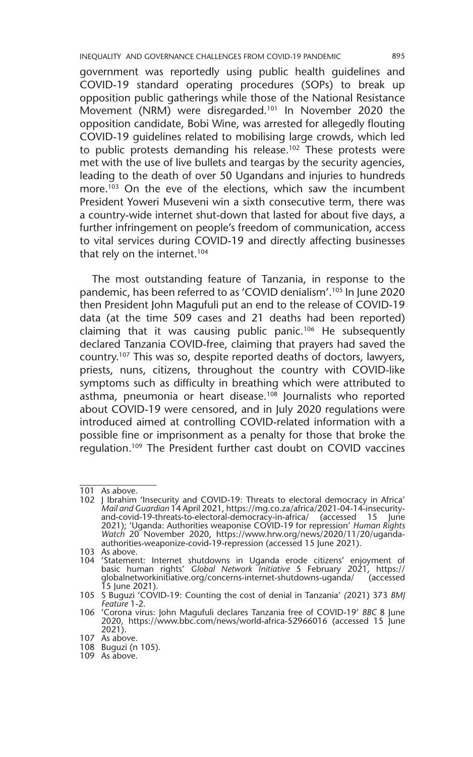government was reportedly using public health guidelines and COVID-19 standard operating procedures (SOPs) to break up opposition public gatherings while those of the National Resistance Movement (NRM) were disregarded.[101] In November 2020 the opposition candidate, Bobi Wine, was arrested for allegedly flouting COVID-19 guidelines related to mobilising large crowds, which led to public protests demanding his release.[102] These protests were met with the use of live bullets and teargas by the security agencies, leading to the death of over 50 Ugandans and injuries to hundreds more.[103] On the eve of the elections, which saw the incumbent President Yoweri Museveni win a sixth consecutive term, there was a country-wide internet shut-down that lasted for about five days, a further infringement on people's freedom of communication, access to vital services during COVID-19 and directly affecting businesses that rely on the internet.[104]

The most outstanding feature of Tanzania, in response to the pandemic, has been referred to as 'COVID denialism'.[105] In June 2020 then President John Magufuli put an end to the release of COVID-19 data (at the time 509 cases and 21 deaths had been reported) claiming that it was causing public panic.[106] He subsequently declared Tanzania COVID-free, claiming that prayers had saved the country.[107] This was so, despite reported deaths of doctors, lawyers, priests, nuns, citizens, throughout the country with COVID-like symptoms such as difficulty in breathing which were attributed to asthma, pneumonia or heart disease.[108] Journalists who reported about COVID-19 were censored, and in July 2020 regulations were introduced aimed at controlling COVID-related information with a possible fine or imprisonment as a penalty for those that broke the regulation.[109] The President further cast doubt on COVID vaccines

---

101 As above.

102 J Ibrahim 'Insecurity and COVID-19: Threats to electoral democracy in Africa' *Mail and Guardian* 14 April 2021, https://mg.co.za/africa/2021-04-14-insecurity-and-covid-19-threats-to-electoral-democracy-in-africa/ (accessed 15 June 2021); 'Uganda: Authorities weaponise COVID-19 for repression' *Human Rights Watch* 20 November 2020, https://www.hrw.org/news/2020/11/20/uganda-authorities-weaponize-covid-19-repression (accessed 15 June 2021).

103 As above.

104 'Statement: Internet shutdowns in Uganda erode citizens' enjoyment of basic human rights' *Global Network Initiative* 5 February 2021, https://globalnetworkinitiative.org/concerns-internet-shutdowns-uganda/ (accessed 15 June 2021).

105 S Buguzi 'COVID-19: Counting the cost of denial in Tanzania' (2021) 373 *BMJ Feature* 1-2.

106 'Corona virus: John Magufuli declares Tanzania free of COVID-19' *BBC* 8 June 2020, https://www.bbc.com/news/world-africa-52966016 (accessed 15 June 2021).

107 As above.

108 Buguzi (n 105).

109 As above.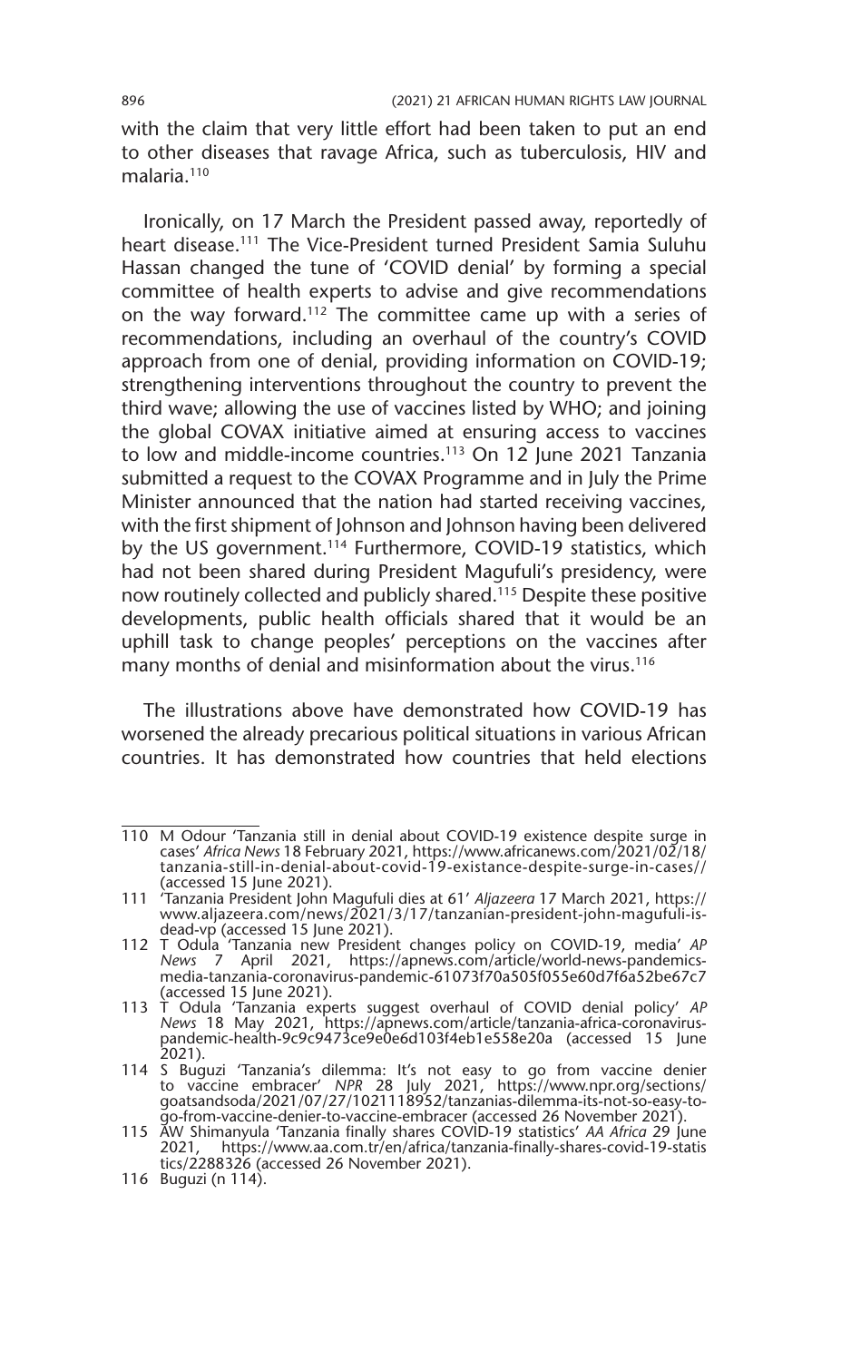with the claim that very little effort had been taken to put an end to other diseases that ravage Africa, such as tuberculosis, HIV and malaria.[110]

Ironically, on 17 March the President passed away, reportedly of heart disease.[111] The Vice-President turned President Samia Suluhu Hassan changed the tune of 'COVID denial' by forming a special committee of health experts to advise and give recommendations on the way forward.[112] The committee came up with a series of recommendations, including an overhaul of the country's COVID approach from one of denial, providing information on COVID-19; strengthening interventions throughout the country to prevent the third wave; allowing the use of vaccines listed by WHO; and joining the global COVAX initiative aimed at ensuring access to vaccines to low and middle-income countries.[113] On 12 June 2021 Tanzania submitted a request to the COVAX Programme and in July the Prime Minister announced that the nation had started receiving vaccines, with the first shipment of Johnson and Johnson having been delivered by the US government.[114] Furthermore, COVID-19 statistics, which had not been shared during President Magufuli's presidency, were now routinely collected and publicly shared.[115] Despite these positive developments, public health officials shared that it would be an uphill task to change peoples' perceptions on the vaccines after many months of denial and misinformation about the virus.[116]

The illustrations above have demonstrated how COVID-19 has worsened the already precarious political situations in various African countries. It has demonstrated how countries that held elections

---

110 M Odour 'Tanzania still in denial about COVID-19 existence despite surge in cases' *Africa News* 18 February 2021, https://www.africanews.com/2021/02/18/tanzania-still-in-denial-about-covid-19-existance-despite-surge-in-cases// (accessed 15 June 2021).

111 'Tanzania President John Magufuli dies at 61' *Aljazeera* 17 March 2021, https://www.aljazeera.com/news/2021/3/17/tanzanian-president-john-magufuli-is-dead-vp (accessed 15 June 2021).

112 T Odula 'Tanzania new President changes policy on COVID-19, media' *AP News* 7 April 2021, https://apnews.com/article/world-news-pandemics-media-tanzania-coronavirus-pandemic-61073f70a505f055e60d7f6a52be67c7 (accessed 15 June 2021).

113 T Odula 'Tanzania experts suggest overhaul of COVID denial policy' *AP News* 18 May 2021, https://apnews.com/article/tanzania-africa-coronavirus-pandemic-health-9c9c9473ce9e0e6d103f4eb1e558e20a (accessed 15 June 2021).

114 S Buguzi 'Tanzania's dilemma: It's not easy to go from vaccine denier to vaccine embracer' *NPR* 28 July 2021, https://www.npr.org/sections/goatsandsoda/2021/07/27/1021118952/tanzanias-dilemma-its-not-so-easy-to-go-from-vaccine-denier-to-vaccine-embracer (accessed 26 November 2021).

115 AW Shimanyula 'Tanzania finally shares COVID-19 statistics' *AA Africa* 29 June 2021, https://www.aa.com.tr/en/africa/tanzania-finally-shares-covid-19-statistics/2288326 (accessed 26 November 2021).

116 Buguzi (n 114).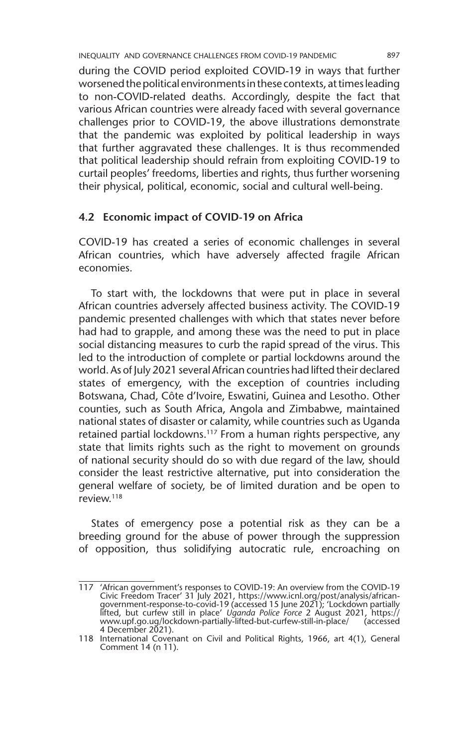during the COVID period exploited COVID-19 in ways that further worsened the political environments in these contexts, at times leading to non-COVID-related deaths. Accordingly, despite the fact that various African countries were already faced with several governance challenges prior to COVID-19, the above illustrations demonstrate that the pandemic was exploited by political leadership in ways that further aggravated these challenges. It is thus recommended that political leadership should refrain from exploiting COVID-19 to curtail peoples' freedoms, liberties and rights, thus further worsening their physical, political, economic, social and cultural well-being.

### 4.2 Economic impact of COVID-19 on Africa

COVID-19 has created a series of economic challenges in several African countries, which have adversely affected fragile African economies.

To start with, the lockdowns that were put in place in several African countries adversely affected business activity. The COVID-19 pandemic presented challenges with which that states never before had had to grapple, and among these was the need to put in place social distancing measures to curb the rapid spread of the virus. This led to the introduction of complete or partial lockdowns around the world. As of July 2021 several African countries had lifted their declared states of emergency, with the exception of countries including Botswana, Chad, Côte d'Ivoire, Eswatini, Guinea and Lesotho. Other counties, such as South Africa, Angola and Zimbabwe, maintained national states of disaster or calamity, while countries such as Uganda retained partial lockdowns.[117] From a human rights perspective, any state that limits rights such as the right to movement on grounds of national security should do so with due regard of the law, should consider the least restrictive alternative, put into consideration the general welfare of society, be of limited duration and be open to review.[118]

States of emergency pose a potential risk as they can be a breeding ground for the abuse of power through the suppression of opposition, thus solidifying autocratic rule, encroaching on

---

117 'African government's responses to COVID-19: An overview from the COVID-19 Civic Freedom Tracer' 31 July 2021, https://www.icnl.org/post/analysis/african-government-response-to-covid-19 (accessed 15 June 2021); 'Lockdown partially lifted, but curfew still in place' *Uganda Police Force* 2 August 2021, https://www.upf.go.ug/lockdown-partially-lifted-but-curfew-still-in-place/ (accessed 4 December 2021).

118 International Covenant on Civil and Political Rights, 1966, art 4(1), General Comment 14 (n 11).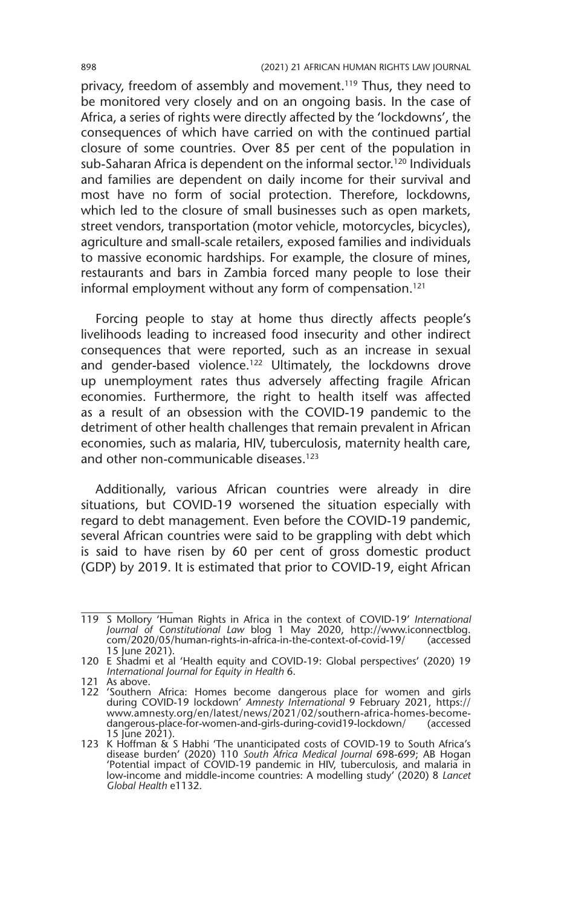privacy, freedom of assembly and movement.[119] Thus, they need to be monitored very closely and on an ongoing basis. In the case of Africa, a series of rights were directly affected by the 'lockdowns', the consequences of which have carried on with the continued partial closure of some countries. Over 85 per cent of the population in sub-Saharan Africa is dependent on the informal sector.[120] Individuals and families are dependent on daily income for their survival and most have no form of social protection. Therefore, lockdowns, which led to the closure of small businesses such as open markets, street vendors, transportation (motor vehicle, motorcycles, bicycles), agriculture and small-scale retailers, exposed families and individuals to massive economic hardships. For example, the closure of mines, restaurants and bars in Zambia forced many people to lose their informal employment without any form of compensation.[121]

Forcing people to stay at home thus directly affects people's livelihoods leading to increased food insecurity and other indirect consequences that were reported, such as an increase in sexual and gender-based violence.[122] Ultimately, the lockdowns drove up unemployment rates thus adversely affecting fragile African economies. Furthermore, the right to health itself was affected as a result of an obsession with the COVID-19 pandemic to the detriment of other health challenges that remain prevalent in African economies, such as malaria, HIV, tuberculosis, maternity health care, and other non-communicable diseases.[123]

Additionally, various African countries were already in dire situations, but COVID-19 worsened the situation especially with regard to debt management. Even before the COVID-19 pandemic, several African countries were said to be grappling with debt which is said to have risen by 60 per cent of gross domestic product (GDP) by 2019. It is estimated that prior to COVID-19, eight African

---

119 S Mollory 'Human Rights in Africa in the context of COVID-19' *International Journal of Constitutional Law* blog 1 May 2020, http://www.iconnectblog.com/2020/05/human-rights-in-africa-in-the-context-of-covid-19/ (accessed 15 June 2021).

120 E Shadmi et al 'Health equity and COVID-19: Global perspectives' (2020) 19 *International Journal for Equity in Health* 6.

121 As above.

122 'Southern Africa: Homes become dangerous place for women and girls during COVID-19 lockdown' *Amnesty International* 9 February 2021, https://www.amnesty.org/en/latest/news/2021/02/southern-africa-homes-become-dangerous-place-for-women-and-girls-during-covid19-lockdown/ (accessed 15 June 2021).

123 K Hoffman & S Habhi 'The unanticipated costs of COVID-19 to South Africa's disease burden' (2020) 110 *South Africa Medical Journal* 698-699; AB Hogan 'Potential impact of COVID-19 pandemic in HIV, tuberculosis, and malaria in low-income and middle-income countries: A modelling study' (2020) 8 *Lancet Global Health* e1132.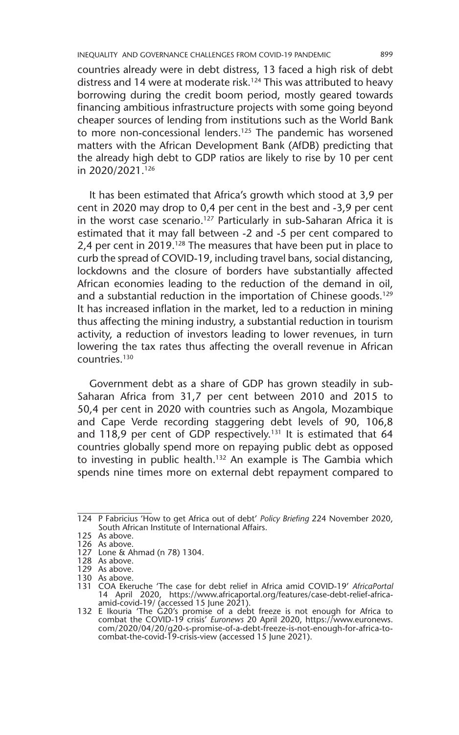countries already were in debt distress, 13 faced a high risk of debt distress and 14 were at moderate risk.[124] This was attributed to heavy borrowing during the credit boom period, mostly geared towards financing ambitious infrastructure projects with some going beyond cheaper sources of lending from institutions such as the World Bank to more non-concessional lenders.[125] The pandemic has worsened matters with the African Development Bank (AfDB) predicting that the already high debt to GDP ratios are likely to rise by 10 per cent in 2020/2021.[126]

It has been estimated that Africa's growth which stood at 3,9 per cent in 2020 may drop to 0,4 per cent in the best and -3,9 per cent in the worst case scenario.[127] Particularly in sub-Saharan Africa it is estimated that it may fall between -2 and -5 per cent compared to 2,4 per cent in 2019.[128] The measures that have been put in place to curb the spread of COVID-19, including travel bans, social distancing, lockdowns and the closure of borders have substantially affected African economies leading to the reduction of the demand in oil, and a substantial reduction in the importation of Chinese goods.[129] It has increased inflation in the market, led to a reduction in mining thus affecting the mining industry, a substantial reduction in tourism activity, a reduction of investors leading to lower revenues, in turn lowering the tax rates thus affecting the overall revenue in African countries.[130]

Government debt as a share of GDP has grown steadily in sub-Saharan Africa from 31,7 per cent between 2010 and 2015 to 50,4 per cent in 2020 with countries such as Angola, Mozambique and Cape Verde recording staggering debt levels of 90, 106,8 and 118,9 per cent of GDP respectively.[131] It is estimated that 64 countries globally spend more on repaying public debt as opposed to investing in public health.[132] An example is The Gambia which spends nine times more on external debt repayment compared to

---

124 P Fabricius 'How to get Africa out of debt' *Policy Briefing* 224 November 2020, South African Institute of International Affairs.

125 As above.

126 As above.

127 Lone & Ahmad (n 78) 1304.

128 As above.

129 As above.

130 As above.

131 COA Ekeruche 'The case for debt relief in Africa amid COVID-19' *AfricaPortal* 14 April 2020, https://www.africaportal.org/features/case-debt-relief-africa-amid-covid-19/ (accessed 15 June 2021).

132 E Ikouria 'The G20's promise of a debt freeze is not enough for Africa to combat the COVID-19 crisis' *Euronews* 20 April 2020, https://www.euronews.com/2020/04/20/g20-s-promise-of-a-debt-freeze-is-not-enough-for-africa-to-combat-the-covid-19-crisis-view (accessed 15 June 2021).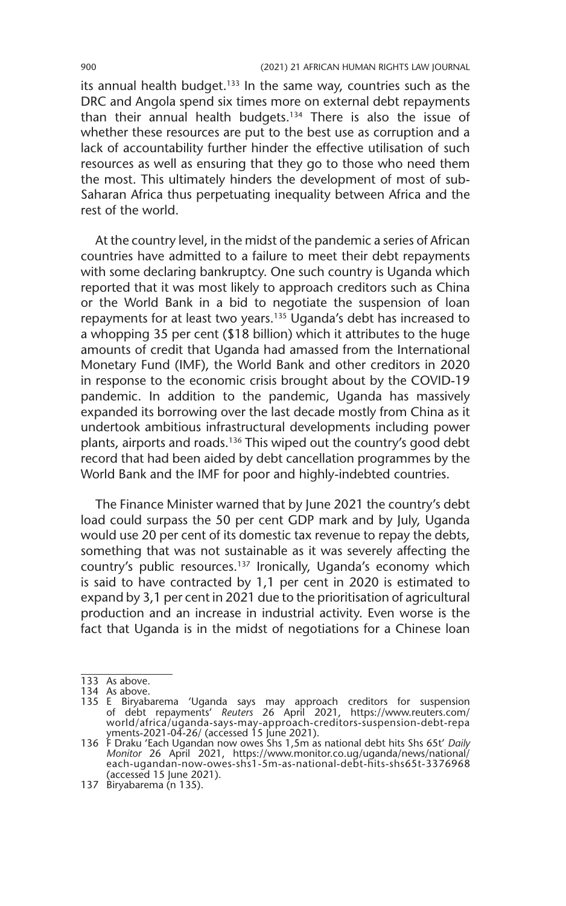its annual health budget.[133] In the same way, countries such as the DRC and Angola spend six times more on external debt repayments than their annual health budgets.[134] There is also the issue of whether these resources are put to the best use as corruption and a lack of accountability further hinder the effective utilisation of such resources as well as ensuring that they go to those who need them the most. This ultimately hinders the development of most of sub-Saharan Africa thus perpetuating inequality between Africa and the rest of the world.

At the country level, in the midst of the pandemic a series of African countries have admitted to a failure to meet their debt repayments with some declaring bankruptcy. One such country is Uganda which reported that it was most likely to approach creditors such as China or the World Bank in a bid to negotiate the suspension of loan repayments for at least two years.[135] Uganda's debt has increased to a whopping 35 per cent ($18 billion) which it attributes to the huge amounts of credit that Uganda had amassed from the International Monetary Fund (IMF), the World Bank and other creditors in 2020 in response to the economic crisis brought about by the COVID-19 pandemic. In addition to the pandemic, Uganda has massively expanded its borrowing over the last decade mostly from China as it undertook ambitious infrastructural developments including power plants, airports and roads.[136] This wiped out the country's good debt record that had been aided by debt cancellation programmes by the World Bank and the IMF for poor and highly-indebted countries.

The Finance Minister warned that by June 2021 the country's debt load could surpass the 50 per cent GDP mark and by July, Uganda would use 20 per cent of its domestic tax revenue to repay the debts, something that was not sustainable as it was severely affecting the country's public resources.[137] Ironically, Uganda's economy which is said to have contracted by 1,1 per cent in 2020 is estimated to expand by 3,1 per cent in 2021 due to the prioritisation of agricultural production and an increase in industrial activity. Even worse is the fact that Uganda is in the midst of negotiations for a Chinese loan

---

133 As above.

134 As above.

135 E Biryabarema 'Uganda says may approach creditors for suspension of debt repayments' *Reuters* 26 April 2021, https://www.reuters.com/world/africa/uganda-says-may-approach-creditors-suspension-debt-repayments-2021-04-26/ (accessed 15 June 2021).

136 F Draku 'Each Ugandan now owes Shs 1,5m as national debt hits Shs 65t' *Daily Monitor* 26 April 2021, https://www.monitor.co.ug/uganda/news/national/each-ugandan-now-owes-shs1-5m-as-national-debt-hits-shs65t-3376968 (accessed 15 June 2021).

137 Biryabarema (n 135).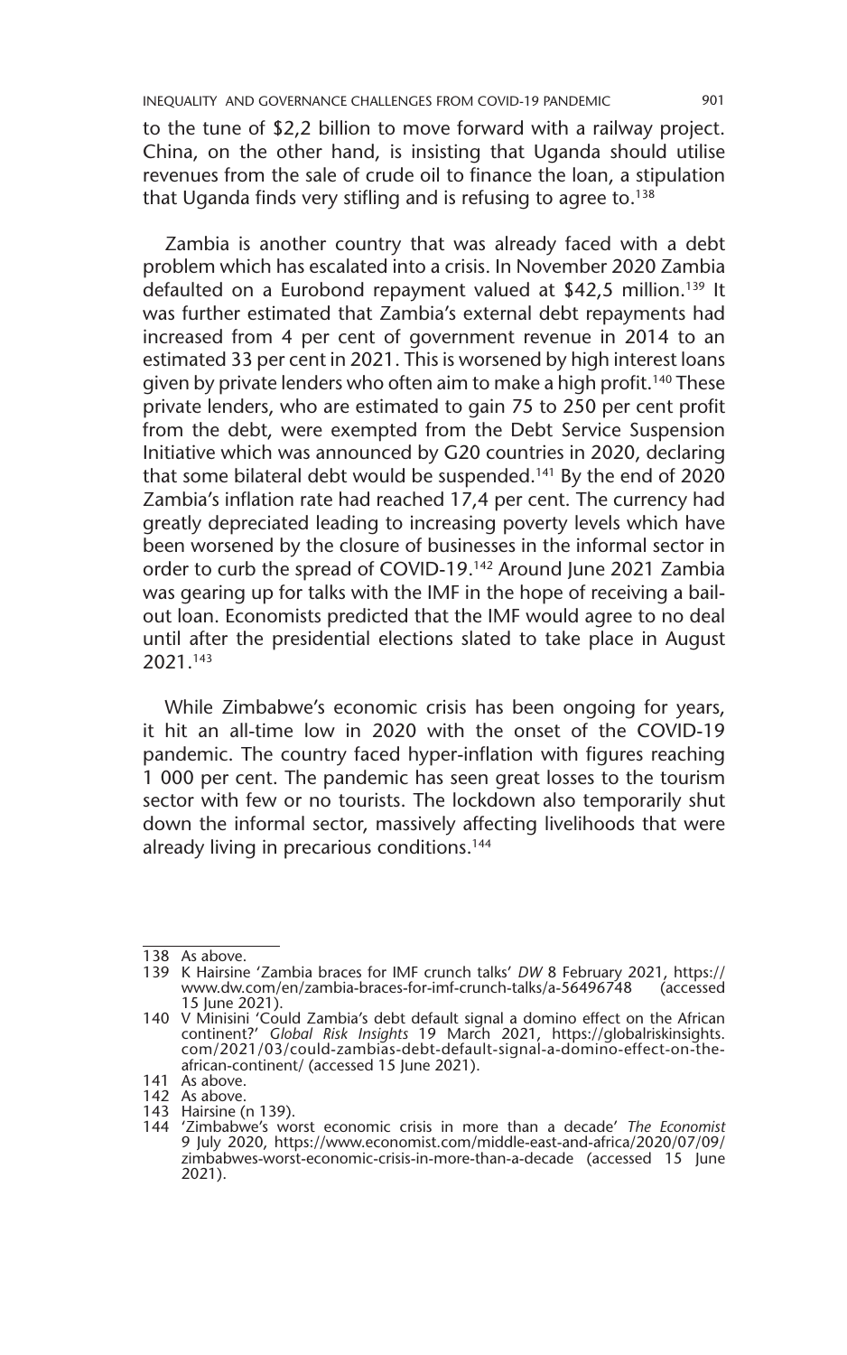to the tune of $2,2 billion to move forward with a railway project. China, on the other hand, is insisting that Uganda should utilise revenues from the sale of crude oil to finance the loan, a stipulation that Uganda finds very stifling and is refusing to agree to.[138]

Zambia is another country that was already faced with a debt problem which has escalated into a crisis. In November 2020 Zambia defaulted on a Eurobond repayment valued at $42,5 million.[139] It was further estimated that Zambia's external debt repayments had increased from 4 per cent of government revenue in 2014 to an estimated 33 per cent in 2021. This is worsened by high interest loans given by private lenders who often aim to make a high profit.[140] These private lenders, who are estimated to gain 75 to 250 per cent profit from the debt, were exempted from the Debt Service Suspension Initiative which was announced by G20 countries in 2020, declaring that some bilateral debt would be suspended.[141] By the end of 2020 Zambia's inflation rate had reached 17,4 per cent. The currency had greatly depreciated leading to increasing poverty levels which have been worsened by the closure of businesses in the informal sector in order to curb the spread of COVID-19.[142] Around June 2021 Zambia was gearing up for talks with the IMF in the hope of receiving a bail-out loan. Economists predicted that the IMF would agree to no deal until after the presidential elections slated to take place in August 2021.[143]

While Zimbabwe's economic crisis has been ongoing for years, it hit an all-time low in 2020 with the onset of the COVID-19 pandemic. The country faced hyper-inflation with figures reaching 1 000 per cent. The pandemic has seen great losses to the tourism sector with few or no tourists. The lockdown also temporarily shut down the informal sector, massively affecting livelihoods that were already living in precarious conditions.[144]

---

138 As above.

139 K Hairsine 'Zambia braces for IMF crunch talks' *DW* 8 February 2021, https://www.dw.com/en/zambia-braces-for-imf-crunch-talks/a-56496748 (accessed 15 June 2021).

140 V Minisini 'Could Zambia's debt default signal a domino effect on the African continent?' *Global Risk Insights* 19 March 2021, https://globalriskinsights.com/2021/03/could-zambias-debt-default-signal-a-domino-effect-on-the-african-continent/ (accessed 15 June 2021).

141 As above.

142 As above.

143 Hairsine (n 139).

144 'Zimbabwe's worst economic crisis in more than a decade' *The Economist* 9 July 2020, https://www.economist.com/middle-east-and-africa/2020/07/09/zimbabwes-worst-economic-crisis-in-more-than-a-decade (accessed 15 June 2021).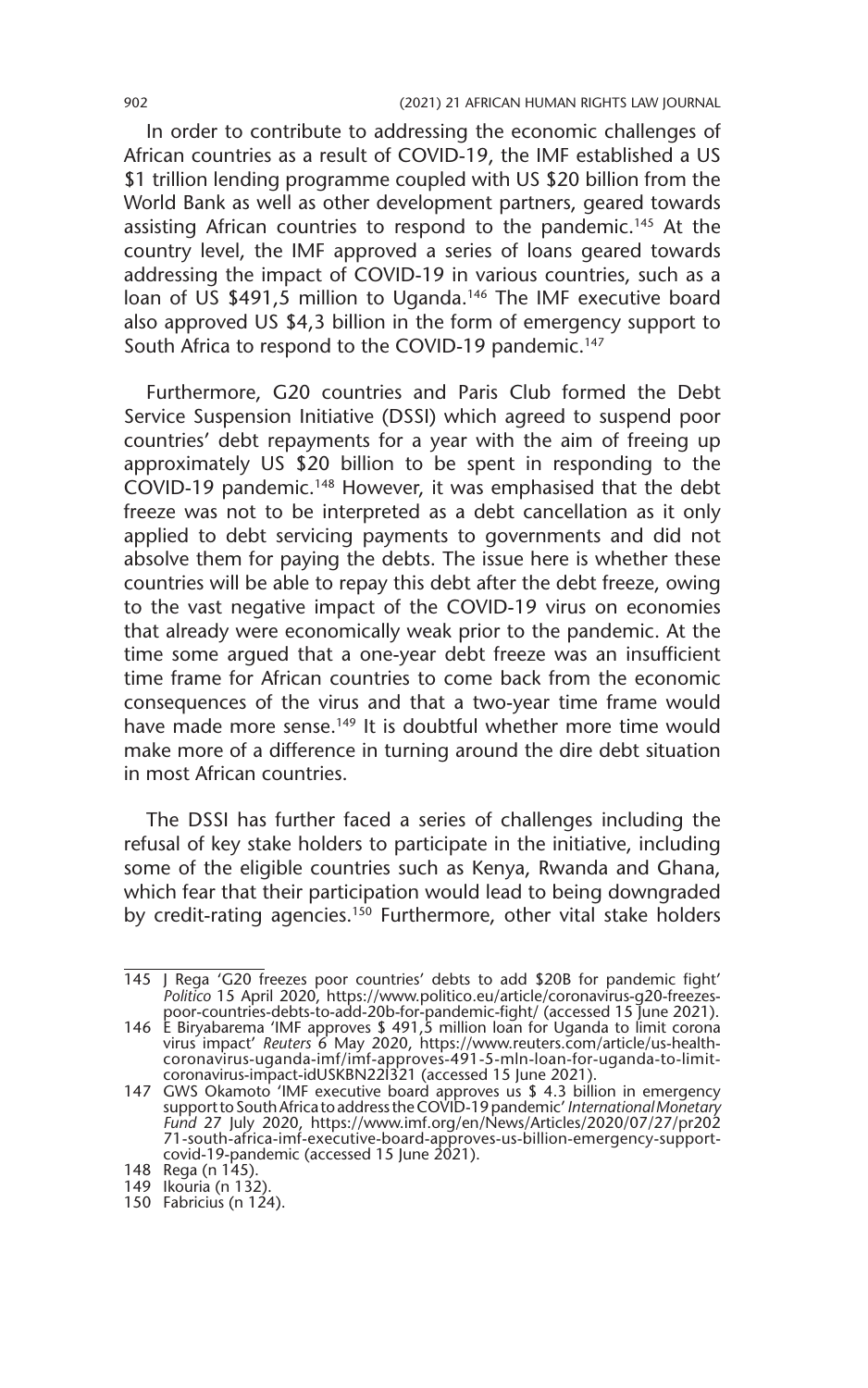In order to contribute to addressing the economic challenges of African countries as a result of COVID-19, the IMF established a US $1 trillion lending programme coupled with US $20 billion from the World Bank as well as other development partners, geared towards assisting African countries to respond to the pandemic.[145] At the country level, the IMF approved a series of loans geared towards addressing the impact of COVID-19 in various countries, such as a loan of US $491,5 million to Uganda.[146] The IMF executive board also approved US $4,3 billion in the form of emergency support to South Africa to respond to the COVID-19 pandemic.[147]

Furthermore, G20 countries and Paris Club formed the Debt Service Suspension Initiative (DSSI) which agreed to suspend poor countries' debt repayments for a year with the aim of freeing up approximately US $20 billion to be spent in responding to the COVID-19 pandemic.[148] However, it was emphasised that the debt freeze was not to be interpreted as a debt cancellation as it only applied to debt servicing payments to governments and did not absolve them for paying the debts. The issue here is whether these countries will be able to repay this debt after the debt freeze, owing to the vast negative impact of the COVID-19 virus on economies that already were economically weak prior to the pandemic. At the time some argued that a one-year debt freeze was an insufficient time frame for African countries to come back from the economic consequences of the virus and that a two-year time frame would have made more sense.[149] It is doubtful whether more time would make more of a difference in turning around the dire debt situation in most African countries.

The DSSI has further faced a series of challenges including the refusal of key stake holders to participate in the initiative, including some of the eligible countries such as Kenya, Rwanda and Ghana, which fear that their participation would lead to being downgraded by credit-rating agencies.[150] Furthermore, other vital stake holders

---

145 J Rega 'G20 freezes poor countries' debts to add $20B for pandemic fight' *Politico* 15 April 2020, https://www.politico.eu/article/coronavirus-g20-freezes-poor-countries-debts-to-add-20b-for-pandemic-fight/ (accessed 15 June 2021).

146 E Biryabarema 'IMF approves $ 491,5 million loan for Uganda to limit corona virus impact' *Reuters* 6 May 2020, https://www.reuters.com/article/us-health-coronavirus-uganda-imf/imf-approves-491-5-mln-loan-for-uganda-to-limit-coronavirus-impact-idUSKBN22I321 (accessed 15 June 2021).

147 GWS Okamoto 'IMF executive board approves us $ 4.3 billion in emergency support to South Africa to address the COVID-19 pandemic' *International Monetary Fund* 27 July 2020, https://www.imf.org/en/News/Articles/2020/07/27/pr20271-south-africa-imf-executive-board-approves-us-billion-emergency-support-covid-19-pandemic (accessed 15 June 2021).

148 Rega (n 145).

149 Ikouria (n 132).

150 Fabricius (n 124).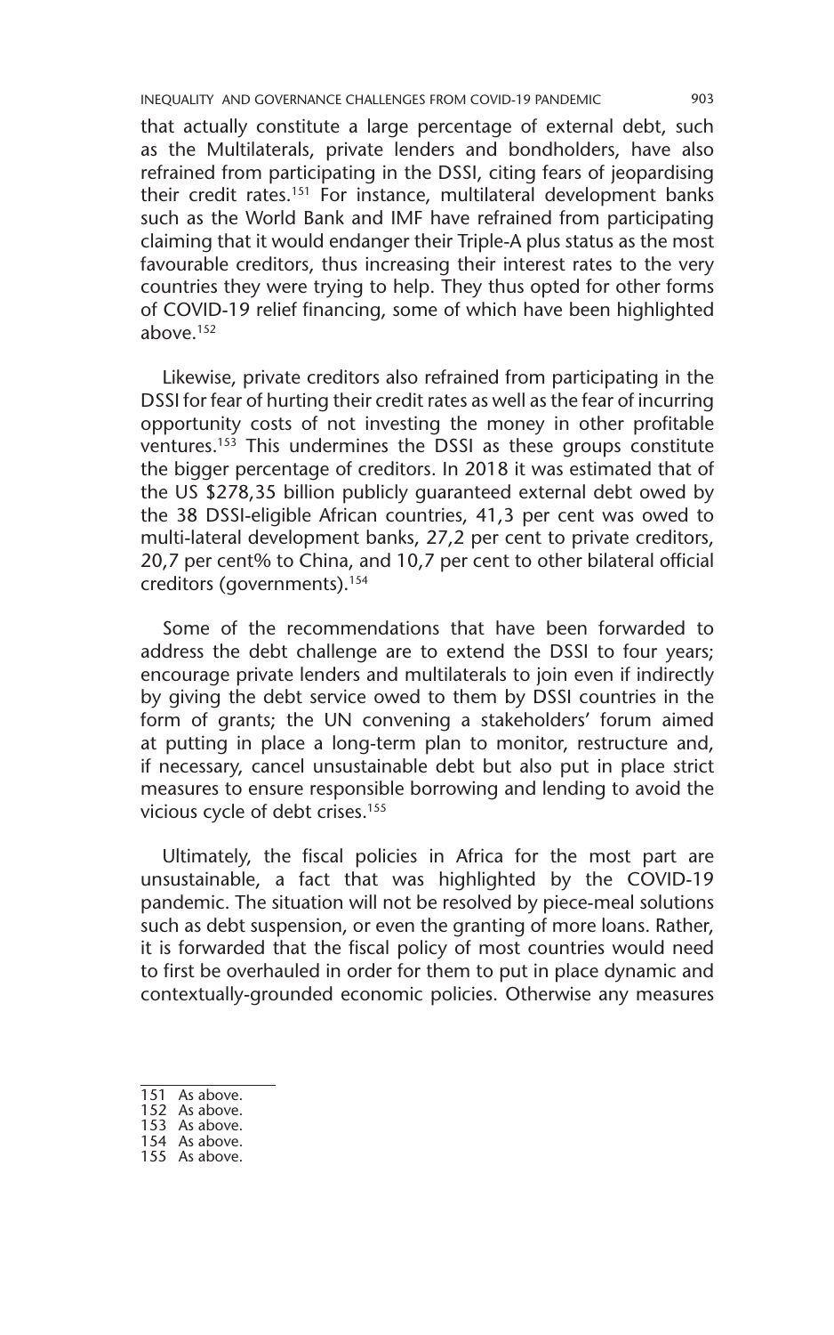that actually constitute a large percentage of external debt, such as the Multilaterals, private lenders and bondholders, have also refrained from participating in the DSSI, citing fears of jeopardising their credit rates.[151] For instance, multilateral development banks such as the World Bank and IMF have refrained from participating claiming that it would endanger their Triple-A plus status as the most favourable creditors, thus increasing their interest rates to the very countries they were trying to help. They thus opted for other forms of COVID-19 relief financing, some of which have been highlighted above.[152]

Likewise, private creditors also refrained from participating in the DSSI for fear of hurting their credit rates as well as the fear of incurring opportunity costs of not investing the money in other profitable ventures.[153] This undermines the DSSI as these groups constitute the bigger percentage of creditors. In 2018 it was estimated that of the US $278,35 billion publicly guaranteed external debt owed by the 38 DSSI-eligible African countries, 41,3 per cent was owed to multi-lateral development banks, 27,2 per cent to private creditors, 20,7 per cent% to China, and 10,7 per cent to other bilateral official creditors (governments).[154]

Some of the recommendations that have been forwarded to address the debt challenge are to extend the DSSI to four years; encourage private lenders and multilaterals to join even if indirectly by giving the debt service owed to them by DSSI countries in the form of grants; the UN convening a stakeholders' forum aimed at putting in place a long-term plan to monitor, restructure and, if necessary, cancel unsustainable debt but also put in place strict measures to ensure responsible borrowing and lending to avoid the vicious cycle of debt crises.[155]

Ultimately, the fiscal policies in Africa for the most part are unsustainable, a fact that was highlighted by the COVID-19 pandemic. The situation will not be resolved by piece-meal solutions such as debt suspension, or even the granting of more loans. Rather, it is forwarded that the fiscal policy of most countries would need to first be overhauled in order for them to put in place dynamic and contextually-grounded economic policies. Otherwise any measures

---

151 As above.
152 As above.
153 As above.
154 As above.
155 As above.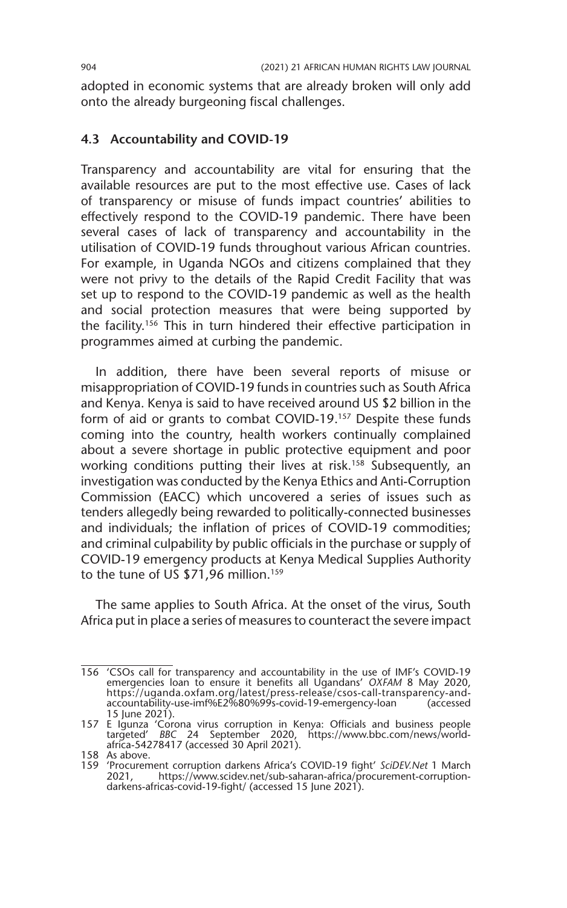adopted in economic systems that are already broken will only add onto the already burgeoning fiscal challenges.

### 4.3 Accountability and COVID-19

Transparency and accountability are vital for ensuring that the available resources are put to the most effective use. Cases of lack of transparency or misuse of funds impact countries' abilities to effectively respond to the COVID-19 pandemic. There have been several cases of lack of transparency and accountability in the utilisation of COVID-19 funds throughout various African countries. For example, in Uganda NGOs and citizens complained that they were not privy to the details of the Rapid Credit Facility that was set up to respond to the COVID-19 pandemic as well as the health and social protection measures that were being supported by the facility.[156] This in turn hindered their effective participation in programmes aimed at curbing the pandemic.

In addition, there have been several reports of misuse or misappropriation of COVID-19 funds in countries such as South Africa and Kenya. Kenya is said to have received around US $2 billion in the form of aid or grants to combat COVID-19.[157] Despite these funds coming into the country, health workers continually complained about a severe shortage in public protective equipment and poor working conditions putting their lives at risk.[158] Subsequently, an investigation was conducted by the Kenya Ethics and Anti-Corruption Commission (EACC) which uncovered a series of issues such as tenders allegedly being rewarded to politically-connected businesses and individuals; the inflation of prices of COVID-19 commodities; and criminal culpability by public officials in the purchase or supply of COVID-19 emergency products at Kenya Medical Supplies Authority to the tune of US $71,96 million.[159]

The same applies to South Africa. At the onset of the virus, South Africa put in place a series of measures to counteract the severe impact

---

156 'CSOs call for transparency and accountability in the use of IMF's COVID-19 emergencies loan to ensure it benefits all Ugandans' *OXFAM* 8 May 2020, https://uganda.oxfam.org/latest/press-release/csos-call-transparency-and-accountability-use-imf%E2%80%99s-covid-19-emergency-loan (accessed 15 June 2021).

157 E Igunza 'Corona virus corruption in Kenya: Officials and business people targeted' *BBC* 24 September 2020, https://www.bbc.com/news/world-africa-54278417 (accessed 30 April 2021).

158 As above.

159 'Procurement corruption darkens Africa's COVID-19 fight' *SciDEV.Net* 1 March 2021, https://www.scidev.net/sub-saharan-africa/procurement-corruption-darkens-africas-covid-19-fight/ (accessed 15 June 2021).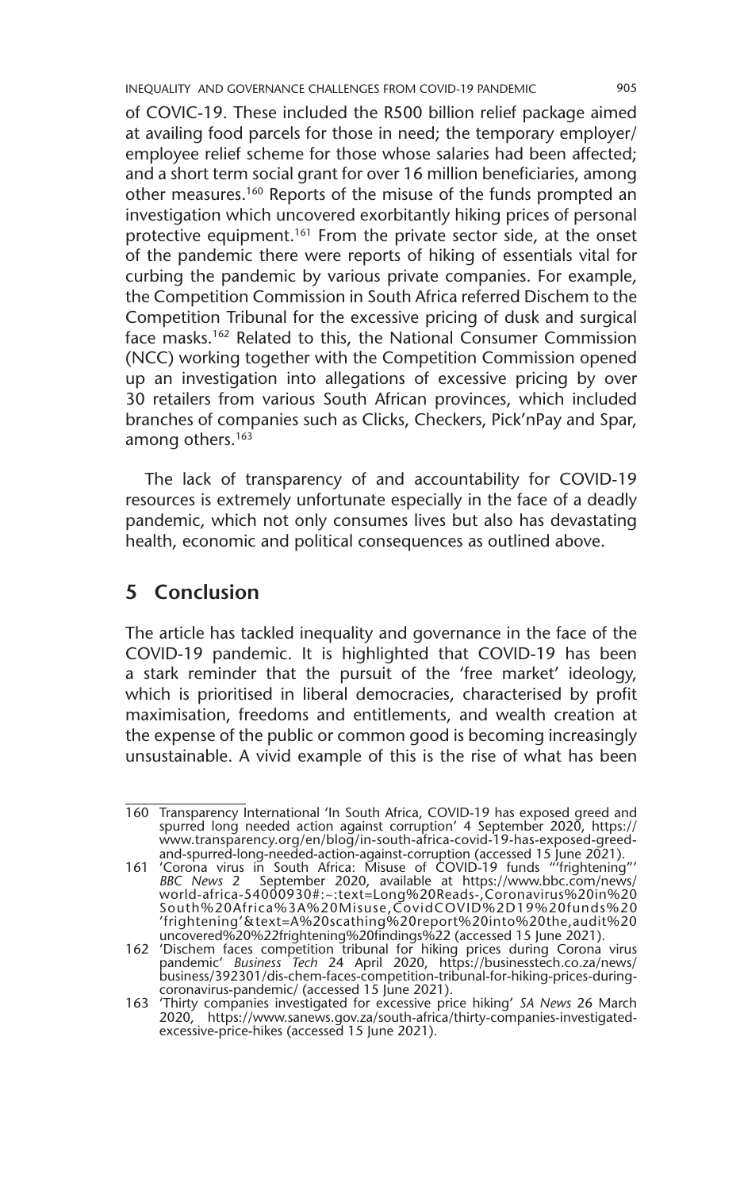of COVIC-19. These included the R500 billion relief package aimed at availing food parcels for those in need; the temporary employer/employee relief scheme for those whose salaries had been affected; and a short term social grant for over 16 million beneficiaries, among other measures.[160] Reports of the misuse of the funds prompted an investigation which uncovered exorbitantly hiking prices of personal protective equipment.[161] From the private sector side, at the onset of the pandemic there were reports of hiking of essentials vital for curbing the pandemic by various private companies. For example, the Competition Commission in South Africa referred Dischem to the Competition Tribunal for the excessive pricing of dusk and surgical face masks.[162] Related to this, the National Consumer Commission (NCC) working together with the Competition Commission opened up an investigation into allegations of excessive pricing by over 30 retailers from various South African provinces, which included branches of companies such as Clicks, Checkers, Pick'nPay and Spar, among others.[163]

The lack of transparency of and accountability for COVID-19 resources is extremely unfortunate especially in the face of a deadly pandemic, which not only consumes lives but also has devastating health, economic and political consequences as outlined above.

## 5 Conclusion

The article has tackled inequality and governance in the face of the COVID-19 pandemic. It is highlighted that COVID-19 has been a stark reminder that the pursuit of the 'free market' ideology, which is prioritised in liberal democracies, characterised by profit maximisation, freedoms and entitlements, and wealth creation at the expense of the public or common good is becoming increasingly unsustainable. A vivid example of this is the rise of what has been

---

160 Transparency International 'In South Africa, COVID-19 has exposed greed and spurred long needed action against corruption' 4 September 2020, https://www.transparency.org/en/blog/in-south-africa-covid-19-has-exposed-greed-and-spurred-long-needed-action-against-corruption (accessed 15 June 2021).

161 'Corona virus in South Africa: Misuse of COVID-19 funds "'frightening"' *BBC News* 2 September 2020, available at https://www.bbc.com/news/world-africa-54000930#:~:text=Long%20Reads-,Coronavirus%20in%20South%20Africa%3A%20Misuse,CovidCOVID%2D19%20funds%20'frightening'&text=A%20scathing%20report%20into%20the,audit%20uncovered%20%22frightening%20findings%22 (accessed 15 June 2021).

162 'Dischem faces competition tribunal for hiking prices during Corona virus pandemic' *Business Tech* 24 April 2020, https://businesstech.co.za/news/business/392301/dis-chem-faces-competition-tribunal-for-hiking-prices-during-coronavirus-pandemic/ (accessed 15 June 2021).

163 'Thirty companies investigated for excessive price hiking' *SA News* 26 March 2020, https://www.sanews.gov.za/south-africa/thirty-companies-investigated-excessive-price-hikes (accessed 15 June 2021).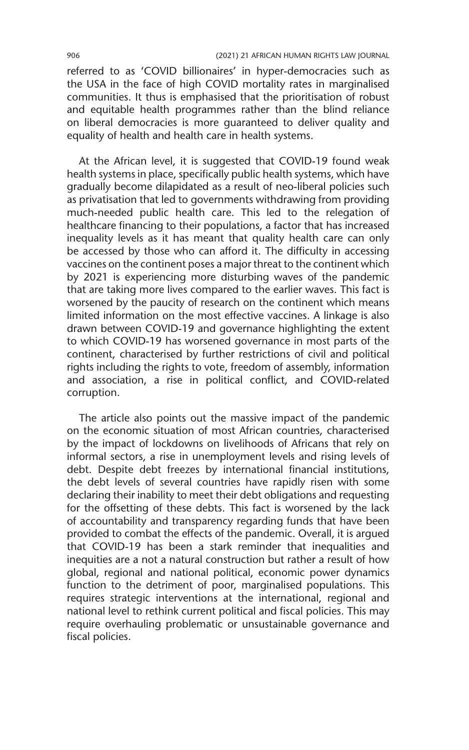referred to as 'COVID billionaires' in hyper-democracies such as the USA in the face of high COVID mortality rates in marginalised communities. It thus is emphasised that the prioritisation of robust and equitable health programmes rather than the blind reliance on liberal democracies is more guaranteed to deliver quality and equality of health and health care in health systems.

At the African level, it is suggested that COVID-19 found weak health systems in place, specifically public health systems, which have gradually become dilapidated as a result of neo-liberal policies such as privatisation that led to governments withdrawing from providing much-needed public health care. This led to the relegation of healthcare financing to their populations, a factor that has increased inequality levels as it has meant that quality health care can only be accessed by those who can afford it. The difficulty in accessing vaccines on the continent poses a major threat to the continent which by 2021 is experiencing more disturbing waves of the pandemic that are taking more lives compared to the earlier waves. This fact is worsened by the paucity of research on the continent which means limited information on the most effective vaccines. A linkage is also drawn between COVID-19 and governance highlighting the extent to which COVID-19 has worsened governance in most parts of the continent, characterised by further restrictions of civil and political rights including the rights to vote, freedom of assembly, information and association, a rise in political conflict, and COVID-related corruption.

The article also points out the massive impact of the pandemic on the economic situation of most African countries, characterised by the impact of lockdowns on livelihoods of Africans that rely on informal sectors, a rise in unemployment levels and rising levels of debt. Despite debt freezes by international financial institutions, the debt levels of several countries have rapidly risen with some declaring their inability to meet their debt obligations and requesting for the offsetting of these debts. This fact is worsened by the lack of accountability and transparency regarding funds that have been provided to combat the effects of the pandemic. Overall, it is argued that COVID-19 has been a stark reminder that inequalities and inequities are a not a natural construction but rather a result of how global, regional and national political, economic power dynamics function to the detriment of poor, marginalised populations. This requires strategic interventions at the international, regional and national level to rethink current political and fiscal policies. This may require overhauling problematic or unsustainable governance and fiscal policies.